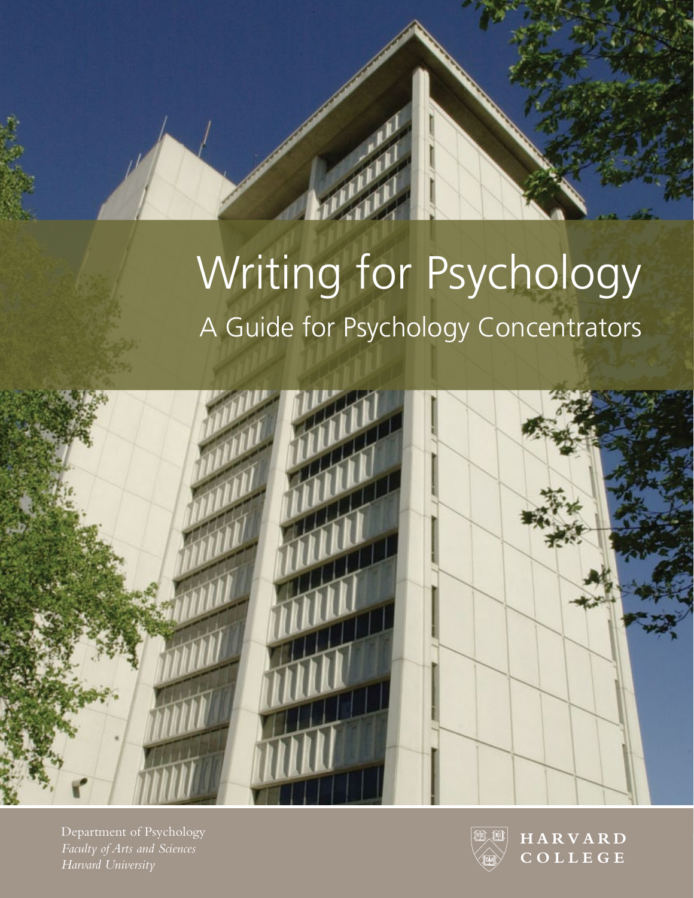# Writing for Psychology

## A Guide for Psychology Concentrators

Department of Psychology
*Faculty of Arts and Sciences*
*Harvard University*

HARVARD COLLEGE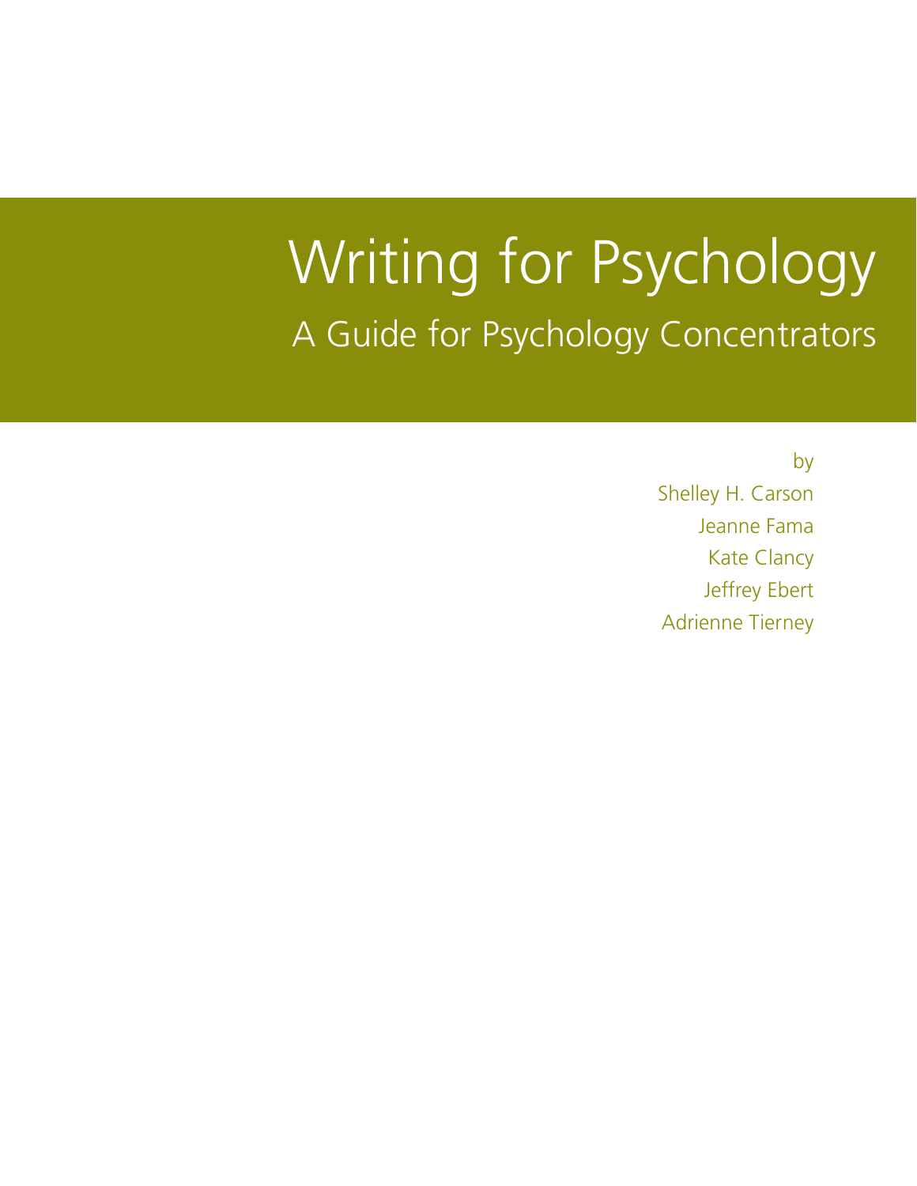# Writing for Psychology

## A Guide for Psychology Concentrators

by

Shelley H. Carson

Jeanne Fama

Kate Clancy

Jeffrey Ebert

Adrienne Tierney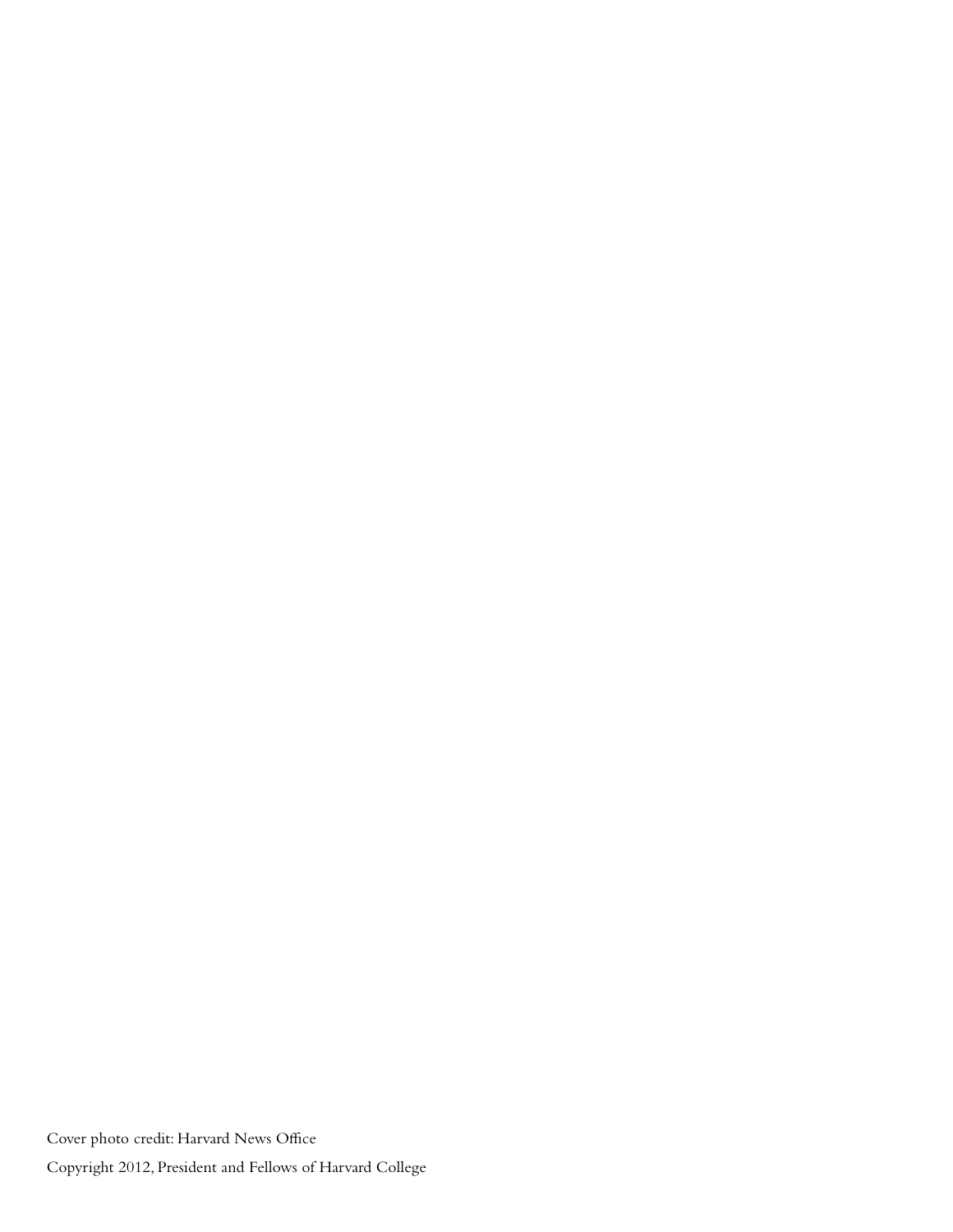Cover photo credit: Harvard News Office

Copyright 2012, President and Fellows of Harvard College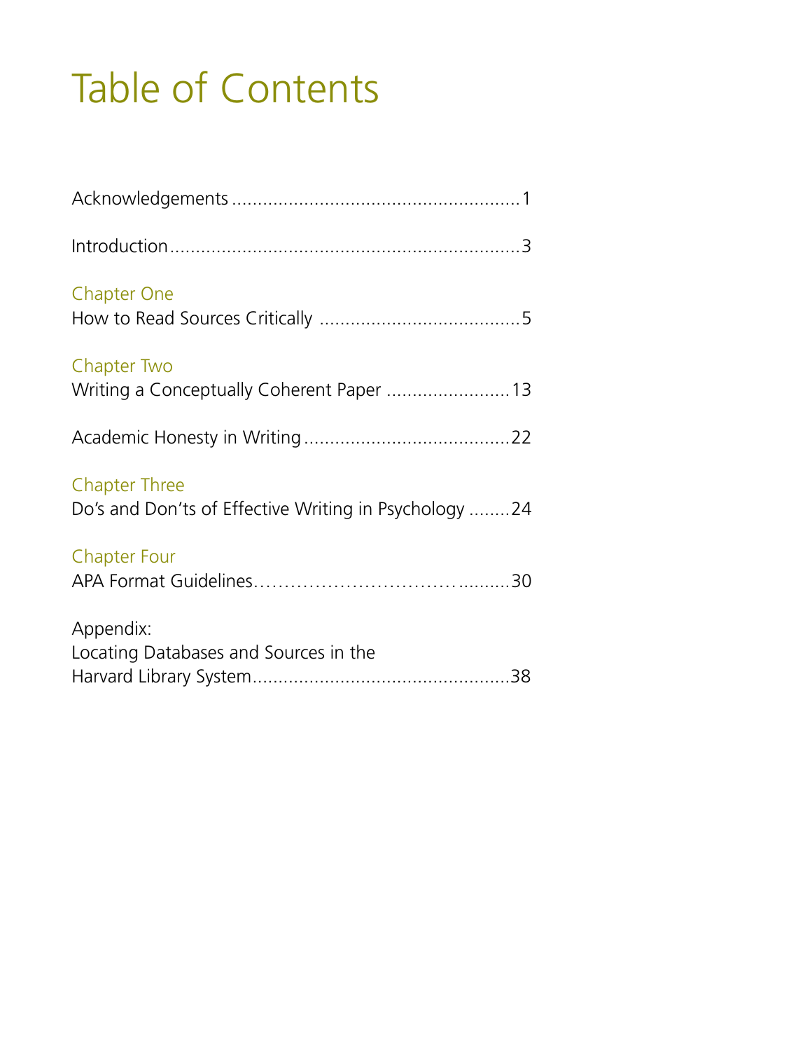# Table of Contents

Acknowledgements ........................................................1

Introduction ..................................................................3

Chapter One
How to Read Sources Critically ......................................5

Chapter Two
Writing a Conceptually Coherent Paper ........................13

Academic Honesty in Writing ........................................22

Chapter Three
Do's and Don'ts of Effective Writing in Psychology ........24

Chapter Four
APA Format Guidelines..................................................30

Appendix:
Locating Databases and Sources in the
Harvard Library System.................................................38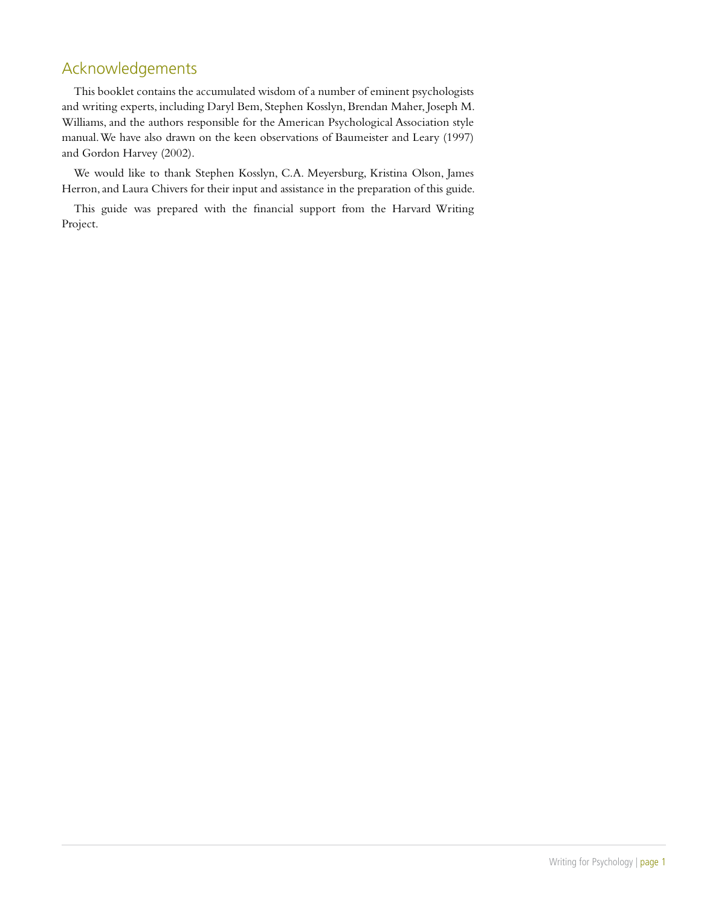## Acknowledgements

This booklet contains the accumulated wisdom of a number of eminent psychologists and writing experts, including Daryl Bem, Stephen Kosslyn, Brendan Maher, Joseph M. Williams, and the authors responsible for the American Psychological Association style manual. We have also drawn on the keen observations of Baumeister and Leary (1997) and Gordon Harvey (2002).

We would like to thank Stephen Kosslyn, C.A. Meyersburg, Kristina Olson, James Herron, and Laura Chivers for their input and assistance in the preparation of this guide.

This guide was prepared with the financial support from the Harvard Writing Project.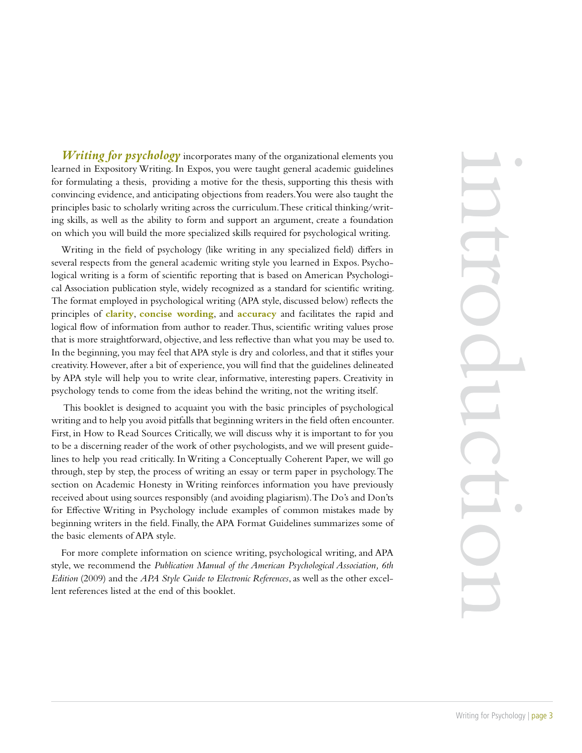# introduction

***Writing for psychology*** incorporates many of the organizational elements you learned in Expository Writing. In Expos, you were taught general academic guidelines for formulating a thesis, providing a motive for the thesis, supporting this thesis with convincing evidence, and anticipating objections from readers. You were also taught the principles basic to scholarly writing across the curriculum. These critical thinking/writing skills, as well as the ability to form and support an argument, create a foundation on which you will build the more specialized skills required for psychological writing.

Writing in the field of psychology (like writing in any specialized field) differs in several respects from the general academic writing style you learned in Expos. Psychological writing is a form of scientific reporting that is based on American Psychological Association publication style, widely recognized as a standard for scientific writing. The format employed in psychological writing (APA style, discussed below) reflects the principles of **clarity**, **concise wording**, and **accuracy** and facilitates the rapid and logical flow of information from author to reader. Thus, scientific writing values prose that is more straightforward, objective, and less reflective than what you may be used to. In the beginning, you may feel that APA style is dry and colorless, and that it stifles your creativity. However, after a bit of experience, you will find that the guidelines delineated by APA style will help you to write clear, informative, interesting papers. Creativity in psychology tends to come from the ideas behind the writing, not the writing itself.

This booklet is designed to acquaint you with the basic principles of psychological writing and to help you avoid pitfalls that beginning writers in the field often encounter. First, in How to Read Sources Critically, we will discuss why it is important to for you to be a discerning reader of the work of other psychologists, and we will present guidelines to help you read critically. In Writing a Conceptually Coherent Paper, we will go through, step by step, the process of writing an essay or term paper in psychology. The section on Academic Honesty in Writing reinforces information you have previously received about using sources responsibly (and avoiding plagiarism). The Do's and Don'ts for Effective Writing in Psychology include examples of common mistakes made by beginning writers in the field. Finally, the APA Format Guidelines summarizes some of the basic elements of APA style.

For more complete information on science writing, psychological writing, and APA style, we recommend the *Publication Manual of the American Psychological Association, 6th Edition* (2009) and the *APA Style Guide to Electronic References*, as well as the other excellent references listed at the end of this booklet.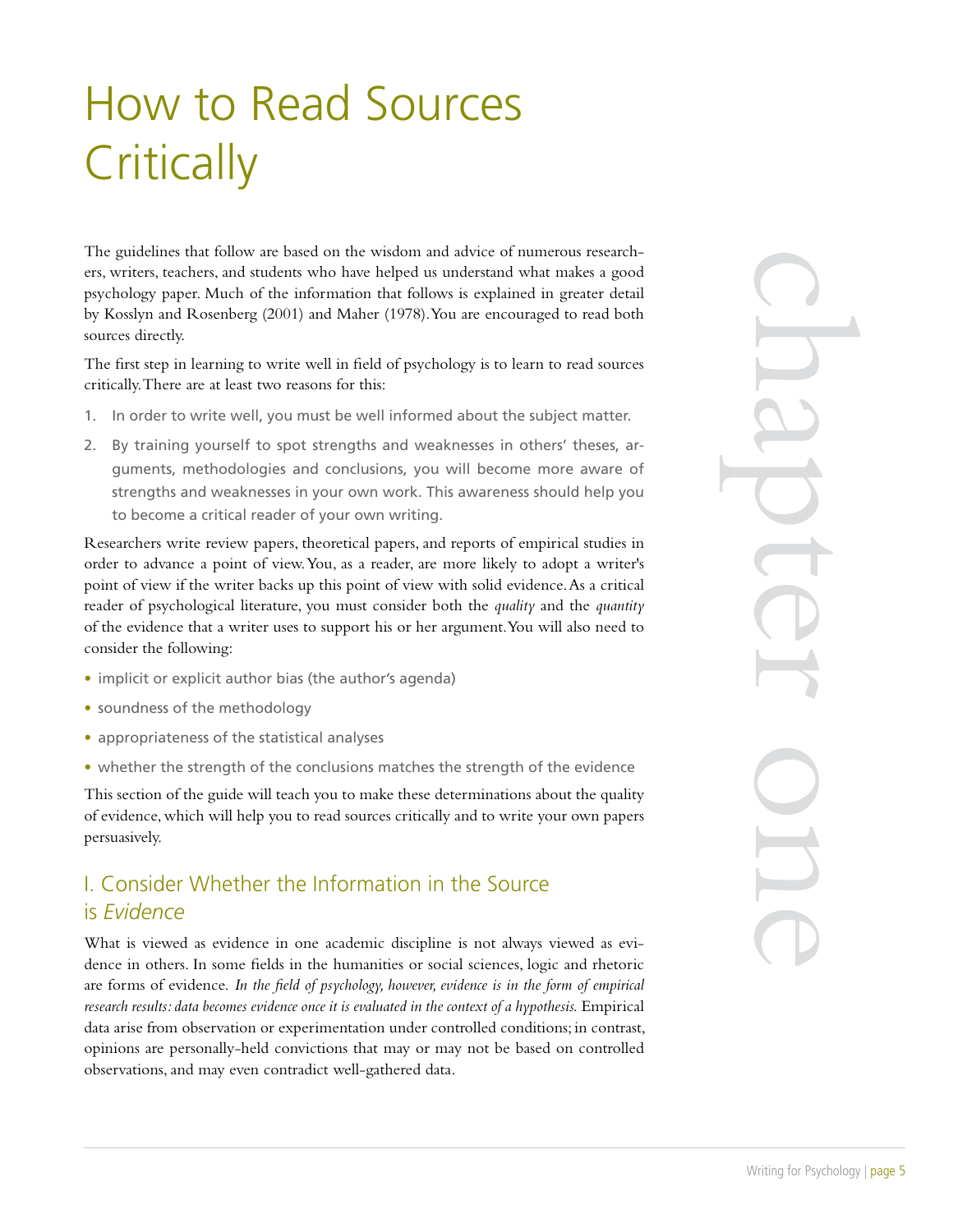# How to Read Sources Critically

The guidelines that follow are based on the wisdom and advice of numerous researchers, writers, teachers, and students who have helped us understand what makes a good psychology paper. Much of the information that follows is explained in greater detail by Kosslyn and Rosenberg (2001) and Maher (1978). You are encouraged to read both sources directly.

The first step in learning to write well in field of psychology is to learn to read sources critically. There are at least two reasons for this:

1. In order to write well, you must be well informed about the subject matter.
2. By training yourself to spot strengths and weaknesses in others' theses, arguments, methodologies and conclusions, you will become more aware of strengths and weaknesses in your own work. This awareness should help you to become a critical reader of your own writing.

Researchers write review papers, theoretical papers, and reports of empirical studies in order to advance a point of view. You, as a reader, are more likely to adopt a writer's point of view if the writer backs up this point of view with solid evidence. As a critical reader of psychological literature, you must consider both the *quality* and the *quantity* of the evidence that a writer uses to support his or her argument. You will also need to consider the following:

- implicit or explicit author bias (the author's agenda)
- soundness of the methodology
- appropriateness of the statistical analyses
- whether the strength of the conclusions matches the strength of the evidence

This section of the guide will teach you to make these determinations about the quality of evidence, which will help you to read sources critically and to write your own papers persuasively.

## I. Consider Whether the Information in the Source is *Evidence*

What is viewed as evidence in one academic discipline is not always viewed as evidence in others. In some fields in the humanities or social sciences, logic and rhetoric are forms of evidence. *In the field of psychology, however, evidence is in the form of empirical research results: data becomes evidence once it is evaluated in the context of a hypothesis.* Empirical data arise from observation or experimentation under controlled conditions; in contrast, opinions are personally-held convictions that may or may not be based on controlled observations, and may even contradict well-gathered data.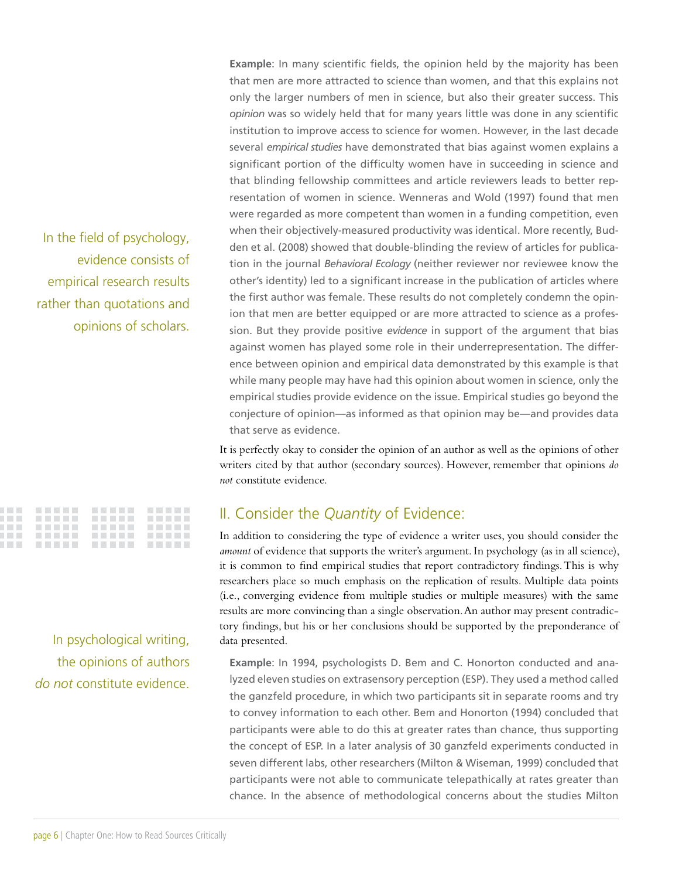**Example**: In many scientific fields, the opinion held by the majority has been that men are more attracted to science than women, and that this explains not only the larger numbers of men in science, but also their greater success. This *opinion* was so widely held that for many years little was done in any scientific institution to improve access to science for women. However, in the last decade several *empirical studies* have demonstrated that bias against women explains a significant portion of the difficulty women have in succeeding in science and that blinding fellowship committees and article reviewers leads to better representation of women in science. Wenneras and Wold (1997) found that men were regarded as more competent than women in a funding competition, even when their objectively-measured productivity was identical. More recently, Budden et al. (2008) showed that double-blinding the review of articles for publication in the journal *Behavioral Ecology* (neither reviewer nor reviewee know the other's identity) led to a significant increase in the publication of articles where the first author was female. These results do not completely condemn the opinion that men are better equipped or are more attracted to science as a profession. But they provide positive *evidence* in support of the argument that bias against women has played some role in their underrepresentation. The difference between opinion and empirical data demonstrated by this example is that while many people may have had this opinion about women in science, only the empirical studies provide evidence on the issue. Empirical studies go beyond the conjecture of opinion—as informed as that opinion may be—and provides data that serve as evidence.

In the field of psychology, evidence consists of empirical research results rather than quotations and opinions of scholars.

It is perfectly okay to consider the opinion of an author as well as the opinions of other writers cited by that author (secondary sources). However, remember that opinions *do not* constitute evidence.

## II. Consider the *Quantity* of Evidence:

In addition to considering the type of evidence a writer uses, you should consider the *amount* of evidence that supports the writer's argument. In psychology (as in all science), it is common to find empirical studies that report contradictory findings. This is why researchers place so much emphasis on the replication of results. Multiple data points (i.e., converging evidence from multiple studies or multiple measures) with the same results are more convincing than a single observation. An author may present contradictory findings, but his or her conclusions should be supported by the preponderance of data presented.

In psychological writing, the opinions of authors *do not* constitute evidence.

**Example**: In 1994, psychologists D. Bem and C. Honorton conducted and analyzed eleven studies on extrasensory perception (ESP). They used a method called the ganzfeld procedure, in which two participants sit in separate rooms and try to convey information to each other. Bem and Honorton (1994) concluded that participants were able to do this at greater rates than chance, thus supporting the concept of ESP. In a later analysis of 30 ganzfeld experiments conducted in seven different labs, other researchers (Milton & Wiseman, 1999) concluded that participants were not able to communicate telepathically at rates greater than chance. In the absence of methodological concerns about the studies Milton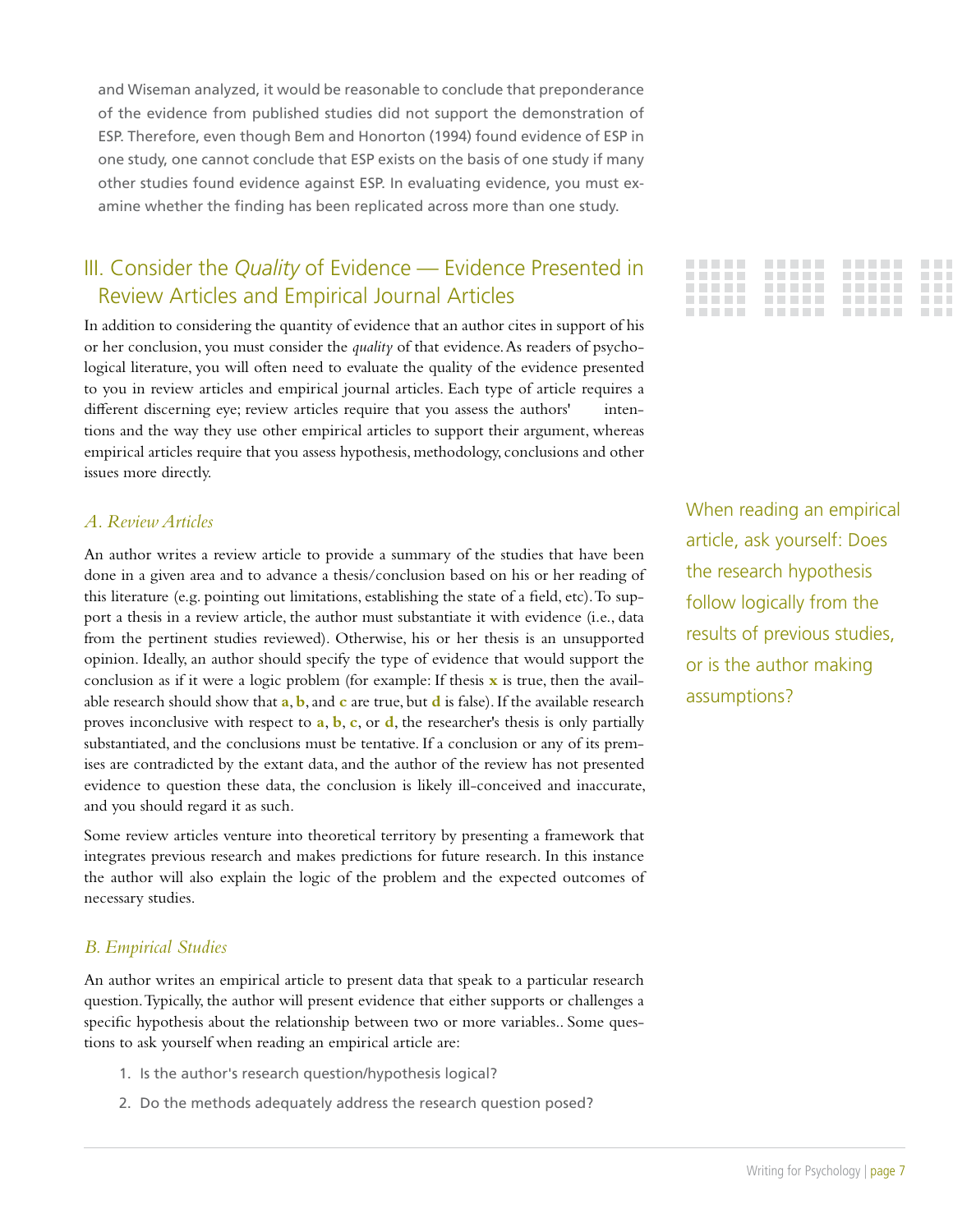and Wiseman analyzed, it would be reasonable to conclude that preponderance of the evidence from published studies did not support the demonstration of ESP. Therefore, even though Bem and Honorton (1994) found evidence of ESP in one study, one cannot conclude that ESP exists on the basis of one study if many other studies found evidence against ESP. In evaluating evidence, you must examine whether the finding has been replicated across more than one study.

## III. Consider the *Quality* of Evidence — Evidence Presented in Review Articles and Empirical Journal Articles

In addition to considering the quantity of evidence that an author cites in support of his or her conclusion, you must consider the *quality* of that evidence. As readers of psychological literature, you will often need to evaluate the quality of the evidence presented to you in review articles and empirical journal articles. Each type of article requires a different discerning eye; review articles require that you assess the authors' intentions and the way they use other empirical articles to support their argument, whereas empirical articles require that you assess hypothesis, methodology, conclusions and other issues more directly.

When reading an empirical article, ask yourself: Does the research hypothesis follow logically from the results of previous studies, or is the author making assumptions?

### *A. Review Articles*

An author writes a review article to provide a summary of the studies that have been done in a given area and to advance a thesis/conclusion based on his or her reading of this literature (e.g. pointing out limitations, establishing the state of a field, etc). To support a thesis in a review article, the author must substantiate it with evidence (i.e., data from the pertinent studies reviewed). Otherwise, his or her thesis is an unsupported opinion. Ideally, an author should specify the type of evidence that would support the conclusion as if it were a logic problem (for example: If thesis **x** is true, then the available research should show that **a**, **b**, and **c** are true, but **d** is false). If the available research proves inconclusive with respect to **a**, **b**, **c**, or **d**, the researcher's thesis is only partially substantiated, and the conclusions must be tentative. If a conclusion or any of its premises are contradicted by the extant data, and the author of the review has not presented evidence to question these data, the conclusion is likely ill-conceived and inaccurate, and you should regard it as such.

Some review articles venture into theoretical territory by presenting a framework that integrates previous research and makes predictions for future research. In this instance the author will also explain the logic of the problem and the expected outcomes of necessary studies.

### *B. Empirical Studies*

An author writes an empirical article to present data that speak to a particular research question. Typically, the author will present evidence that either supports or challenges a specific hypothesis about the relationship between two or more variables.. Some questions to ask yourself when reading an empirical article are:

1. Is the author's research question/hypothesis logical?
2. Do the methods adequately address the research question posed?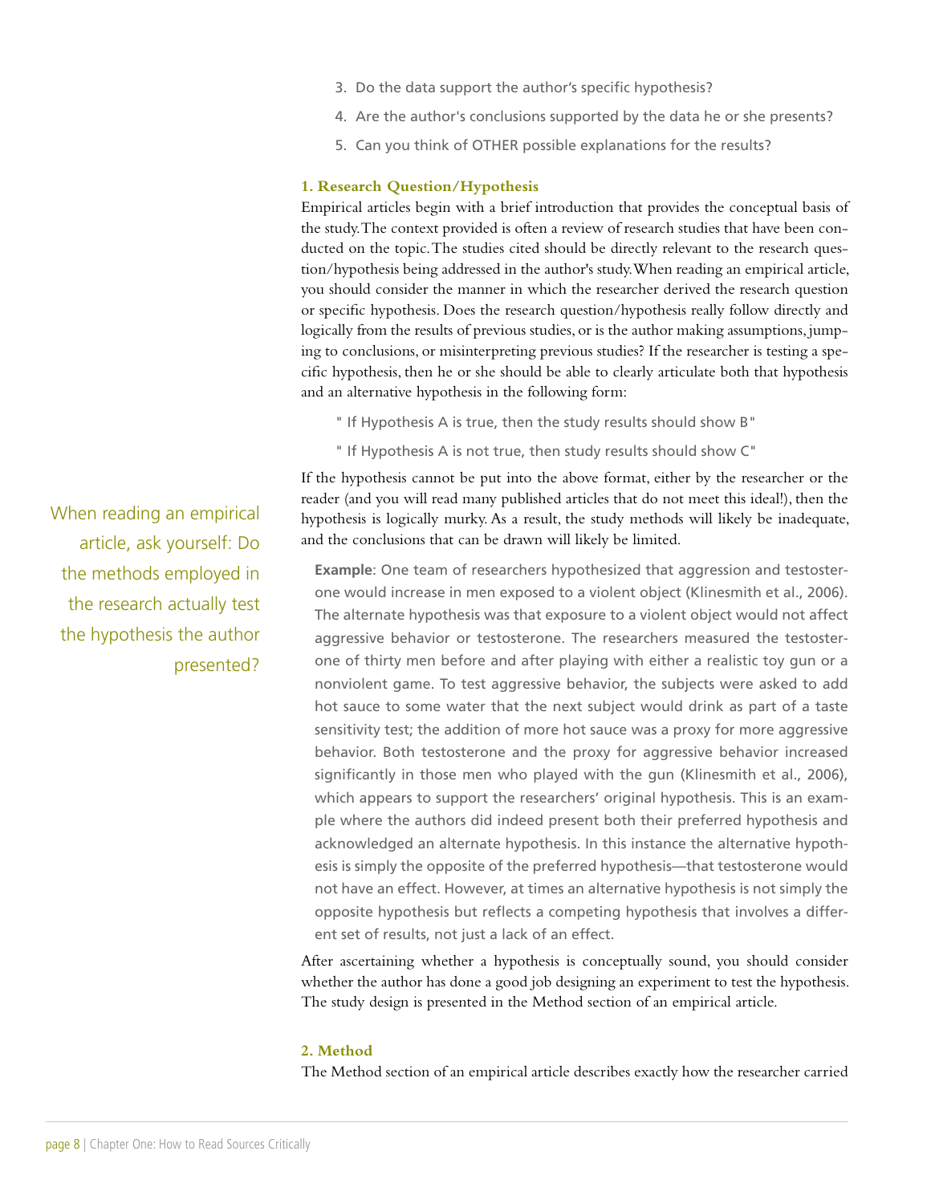3. Do the data support the author's specific hypothesis?
4. Are the author's conclusions supported by the data he or she presents?
5. Can you think of OTHER possible explanations for the results?

### 1. Research Question/Hypothesis

Empirical articles begin with a brief introduction that provides the conceptual basis of the study. The context provided is often a review of research studies that have been conducted on the topic. The studies cited should be directly relevant to the research question/hypothesis being addressed in the author's study. When reading an empirical article, you should consider the manner in which the researcher derived the research question or specific hypothesis. Does the research question/hypothesis really follow directly and logically from the results of previous studies, or is the author making assumptions, jumping to conclusions, or misinterpreting previous studies? If the researcher is testing a specific hypothesis, then he or she should be able to clearly articulate both that hypothesis and an alternative hypothesis in the following form:

" If Hypothesis A is true, then the study results should show B"

" If Hypothesis A is not true, then study results should show C"

If the hypothesis cannot be put into the above format, either by the researcher or the reader (and you will read many published articles that do not meet this ideal!), then the hypothesis is logically murky. As a result, the study methods will likely be inadequate, and the conclusions that can be drawn will likely be limited.

When reading an empirical article, ask yourself: Do the methods employed in the research actually test the hypothesis the author presented?

**Example**: One team of researchers hypothesized that aggression and testosterone would increase in men exposed to a violent object (Klinesmith et al., 2006). The alternate hypothesis was that exposure to a violent object would not affect aggressive behavior or testosterone. The researchers measured the testosterone of thirty men before and after playing with either a realistic toy gun or a nonviolent game. To test aggressive behavior, the subjects were asked to add hot sauce to some water that the next subject would drink as part of a taste sensitivity test; the addition of more hot sauce was a proxy for more aggressive behavior. Both testosterone and the proxy for aggressive behavior increased significantly in those men who played with the gun (Klinesmith et al., 2006), which appears to support the researchers' original hypothesis. This is an example where the authors did indeed present both their preferred hypothesis and acknowledged an alternate hypothesis. In this instance the alternative hypothesis is simply the opposite of the preferred hypothesis—that testosterone would not have an effect. However, at times an alternative hypothesis is not simply the opposite hypothesis but reflects a competing hypothesis that involves a different set of results, not just a lack of an effect.

After ascertaining whether a hypothesis is conceptually sound, you should consider whether the author has done a good job designing an experiment to test the hypothesis. The study design is presented in the Method section of an empirical article.

### 2. Method

The Method section of an empirical article describes exactly how the researcher carried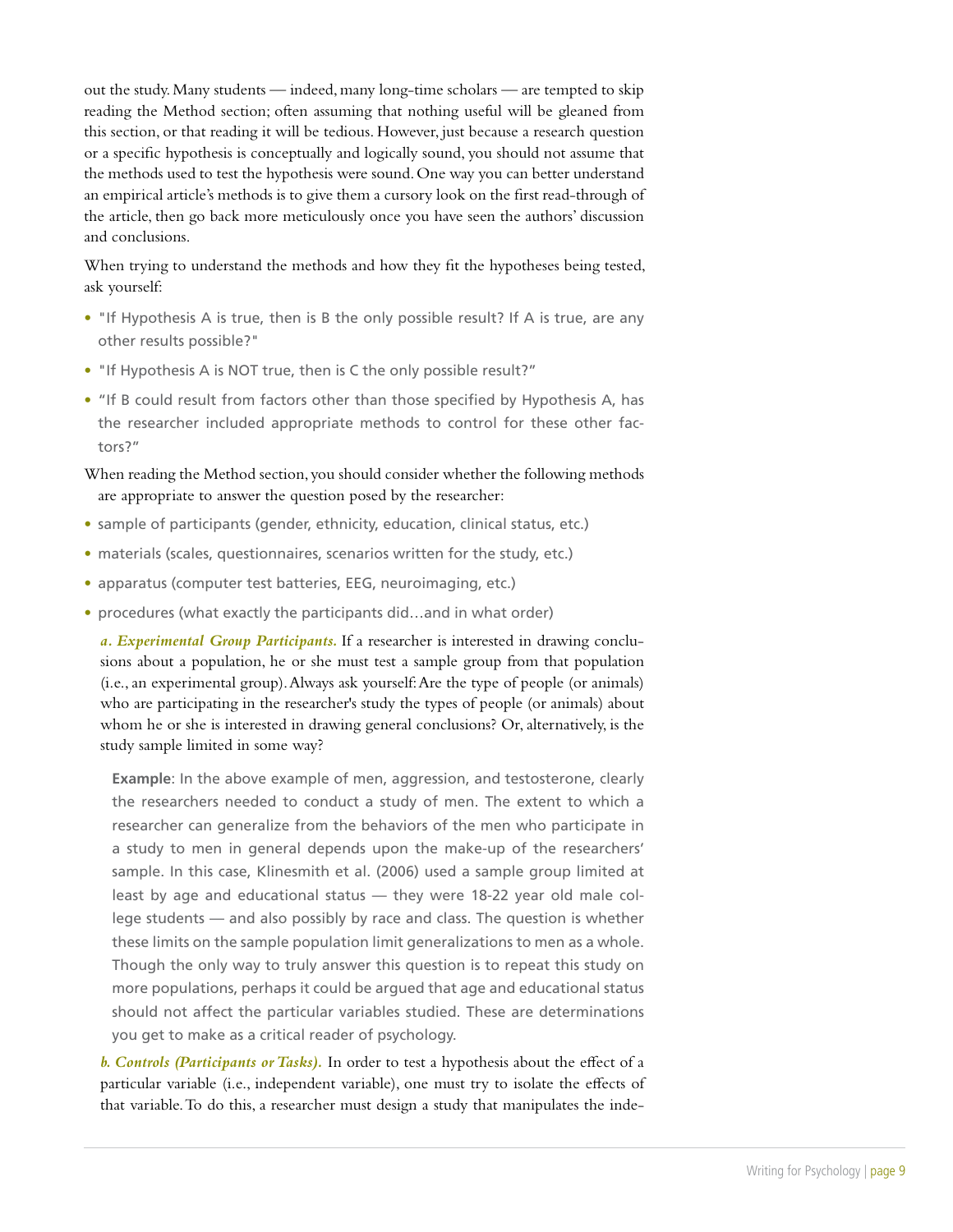out the study. Many students — indeed, many long-time scholars — are tempted to skip reading the Method section; often assuming that nothing useful will be gleaned from this section, or that reading it will be tedious. However, just because a research question or a specific hypothesis is conceptually and logically sound, you should not assume that the methods used to test the hypothesis were sound. One way you can better understand an empirical article's methods is to give them a cursory look on the first read-through of the article, then go back more meticulously once you have seen the authors' discussion and conclusions.

When trying to understand the methods and how they fit the hypotheses being tested, ask yourself:

- "If Hypothesis A is true, then is B the only possible result? If A is true, are any other results possible?"
- "If Hypothesis A is NOT true, then is C the only possible result?"
- "If B could result from factors other than those specified by Hypothesis A, has the researcher included appropriate methods to control for these other factors?"

When reading the Method section, you should consider whether the following methods are appropriate to answer the question posed by the researcher:

- sample of participants (gender, ethnicity, education, clinical status, etc.)
- materials (scales, questionnaires, scenarios written for the study, etc.)
- apparatus (computer test batteries, EEG, neuroimaging, etc.)
- procedures (what exactly the participants did…and in what order)

***a. Experimental Group Participants.*** If a researcher is interested in drawing conclusions about a population, he or she must test a sample group from that population (i.e., an experimental group). Always ask yourself: Are the type of people (or animals) who are participating in the researcher's study the types of people (or animals) about whom he or she is interested in drawing general conclusions? Or, alternatively, is the study sample limited in some way?

> **Example**: In the above example of men, aggression, and testosterone, clearly the researchers needed to conduct a study of men. The extent to which a researcher can generalize from the behaviors of the men who participate in a study to men in general depends upon the make-up of the researchers' sample. In this case, Klinesmith et al. (2006) used a sample group limited at least by age and educational status — they were 18-22 year old male college students — and also possibly by race and class. The question is whether these limits on the sample population limit generalizations to men as a whole. Though the only way to truly answer this question is to repeat this study on more populations, perhaps it could be argued that age and educational status should not affect the particular variables studied. These are determinations you get to make as a critical reader of psychology.

***b. Controls (Participants or Tasks).*** In order to test a hypothesis about the effect of a particular variable (i.e., independent variable), one must try to isolate the effects of that variable. To do this, a researcher must design a study that manipulates the inde-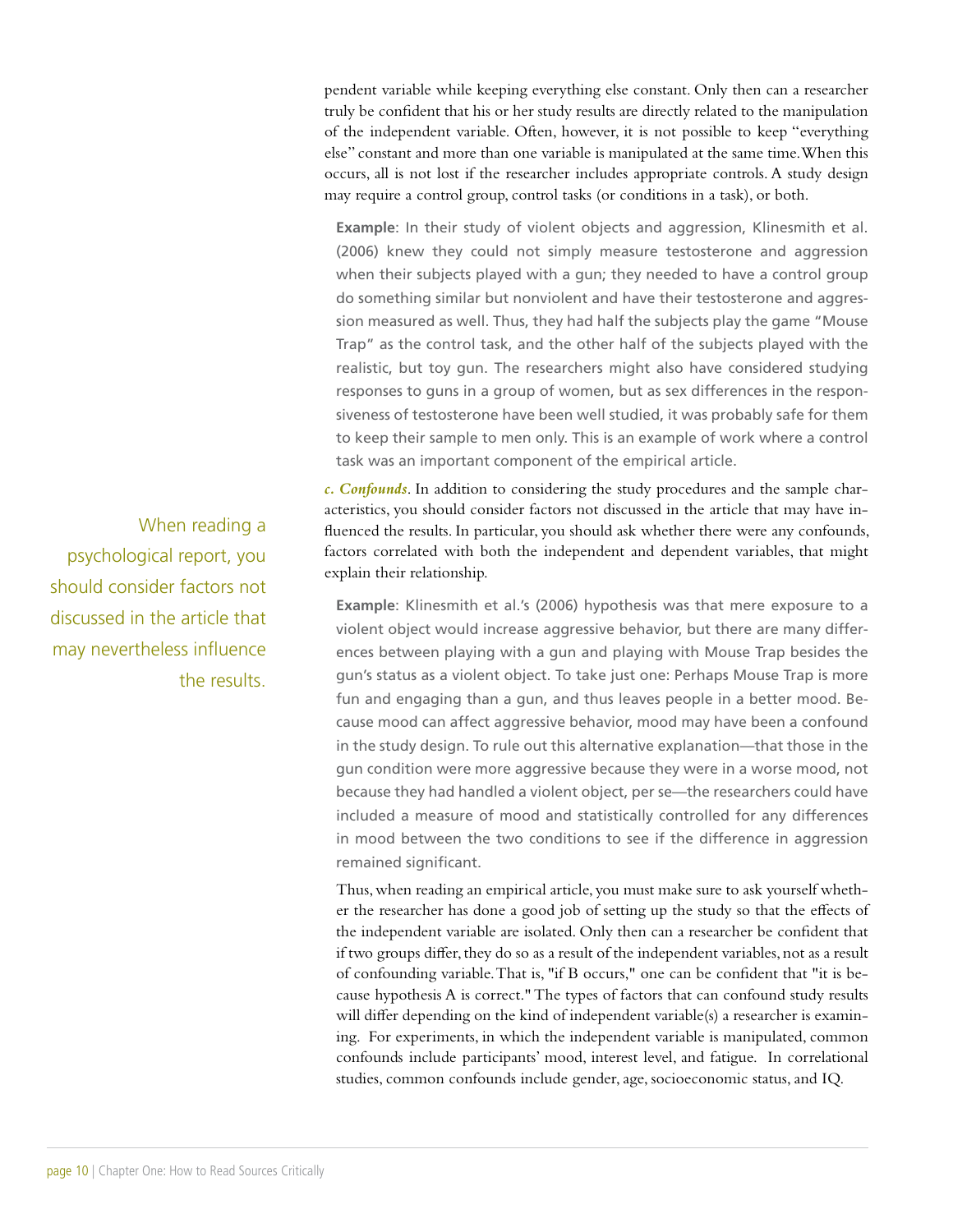pendent variable while keeping everything else constant. Only then can a researcher truly be confident that his or her study results are directly related to the manipulation of the independent variable. Often, however, it is not possible to keep "everything else" constant and more than one variable is manipulated at the same time. When this occurs, all is not lost if the researcher includes appropriate controls. A study design may require a control group, control tasks (or conditions in a task), or both.

**Example**: In their study of violent objects and aggression, Klinesmith et al. (2006) knew they could not simply measure testosterone and aggression when their subjects played with a gun; they needed to have a control group do something similar but nonviolent and have their testosterone and aggression measured as well. Thus, they had half the subjects play the game "Mouse Trap" as the control task, and the other half of the subjects played with the realistic, but toy gun. The researchers might also have considered studying responses to guns in a group of women, but as sex differences in the responsiveness of testosterone have been well studied, it was probably safe for them to keep their sample to men only. This is an example of work where a control task was an important component of the empirical article.

***c. Confounds***. In addition to considering the study procedures and the sample characteristics, you should consider factors not discussed in the article that may have influenced the results. In particular, you should ask whether there were any confounds, factors correlated with both the independent and dependent variables, that might explain their relationship.

When reading a psychological report, you should consider factors not discussed in the article that may nevertheless influence the results.

**Example**: Klinesmith et al.'s (2006) hypothesis was that mere exposure to a violent object would increase aggressive behavior, but there are many differences between playing with a gun and playing with Mouse Trap besides the gun's status as a violent object. To take just one: Perhaps Mouse Trap is more fun and engaging than a gun, and thus leaves people in a better mood. Because mood can affect aggressive behavior, mood may have been a confound in the study design. To rule out this alternative explanation—that those in the gun condition were more aggressive because they were in a worse mood, not because they had handled a violent object, per se—the researchers could have included a measure of mood and statistically controlled for any differences in mood between the two conditions to see if the difference in aggression remained significant.

Thus, when reading an empirical article, you must make sure to ask yourself whether the researcher has done a good job of setting up the study so that the effects of the independent variable are isolated. Only then can a researcher be confident that if two groups differ, they do so as a result of the independent variables, not as a result of confounding variable. That is, "if B occurs," one can be confident that "it is because hypothesis A is correct." The types of factors that can confound study results will differ depending on the kind of independent variable(s) a researcher is examining. For experiments, in which the independent variable is manipulated, common confounds include participants' mood, interest level, and fatigue. In correlational studies, common confounds include gender, age, socioeconomic status, and IQ.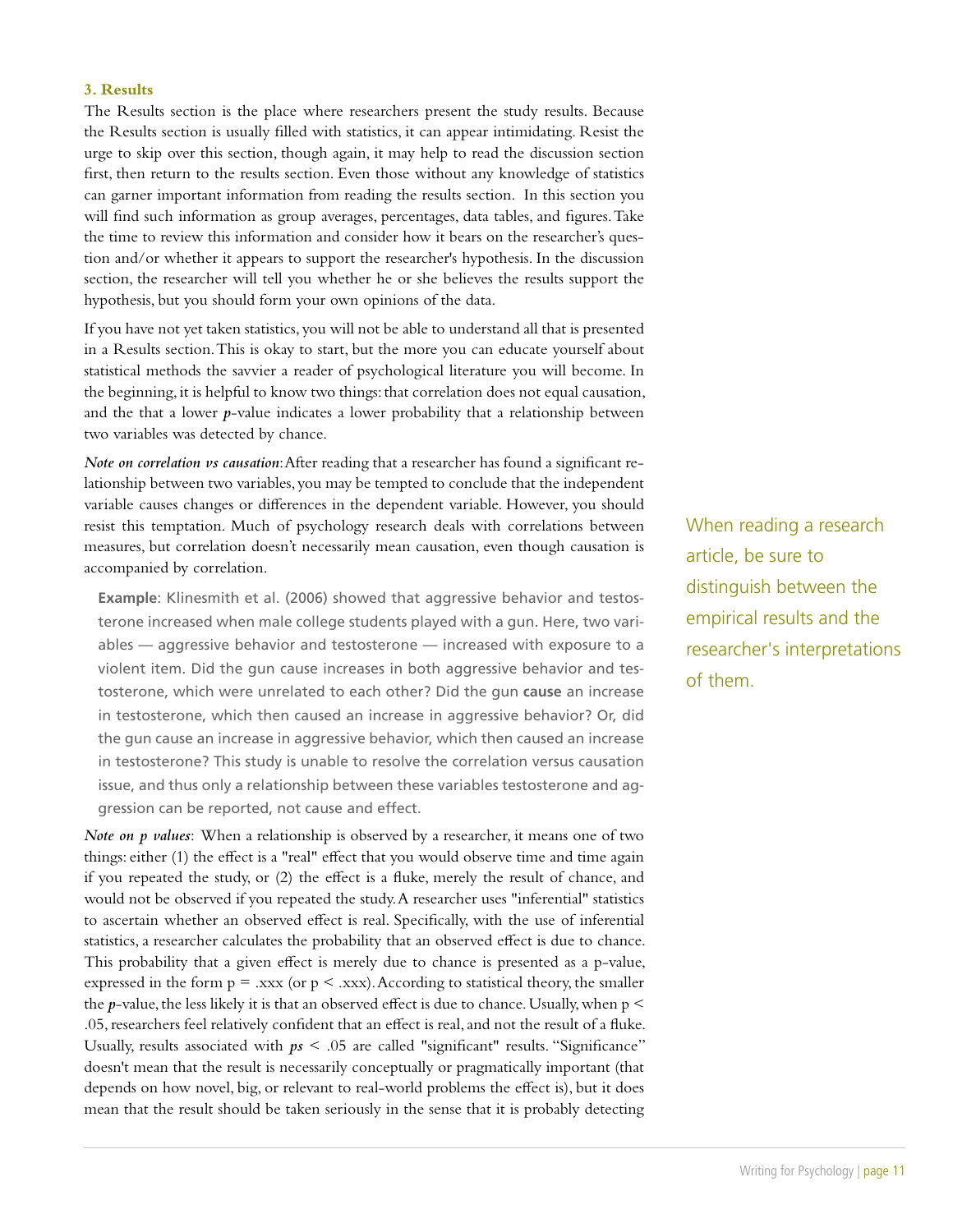### 3. Results

The Results section is the place where researchers present the study results. Because the Results section is usually filled with statistics, it can appear intimidating. Resist the urge to skip over this section, though again, it may help to read the discussion section first, then return to the results section. Even those without any knowledge of statistics can garner important information from reading the results section. In this section you will find such information as group averages, percentages, data tables, and figures. Take the time to review this information and consider how it bears on the researcher's question and/or whether it appears to support the researcher's hypothesis. In the discussion section, the researcher will tell you whether he or she believes the results support the hypothesis, but you should form your own opinions of the data.

If you have not yet taken statistics, you will not be able to understand all that is presented in a Results section. This is okay to start, but the more you can educate yourself about statistical methods the savvier a reader of psychological literature you will become. In the beginning, it is helpful to know two things: that correlation does not equal causation, and the that a lower ***p***-value indicates a lower probability that a relationship between two variables was detected by chance.

*Note on correlation vs causation*: After reading that a researcher has found a significant relationship between two variables, you may be tempted to conclude that the independent variable causes changes or differences in the dependent variable. However, you should resist this temptation. Much of psychology research deals with correlations between measures, but correlation doesn't necessarily mean causation, even though causation is accompanied by correlation.

When reading a research article, be sure to distinguish between the empirical results and the researcher's interpretations of them.

> **Example**: Klinesmith et al. (2006) showed that aggressive behavior and testosterone increased when male college students played with a gun. Here, two variables — aggressive behavior and testosterone — increased with exposure to a violent item. Did the gun cause increases in both aggressive behavior and testosterone, which were unrelated to each other? Did the gun **cause** an increase in testosterone, which then caused an increase in aggressive behavior? Or, did the gun cause an increase in aggressive behavior, which then caused an increase in testosterone? This study is unable to resolve the correlation versus causation issue, and thus only a relationship between these variables testosterone and aggression can be reported, not cause and effect.

*Note on p values*: When a relationship is observed by a researcher, it means one of two things: either (1) the effect is a "real" effect that you would observe time and time again if you repeated the study, or (2) the effect is a fluke, merely the result of chance, and would not be observed if you repeated the study. A researcher uses "inferential" statistics to ascertain whether an observed effect is real. Specifically, with the use of inferential statistics, a researcher calculates the probability that an observed effect is due to chance. This probability that a given effect is merely due to chance is presented as a p-value, expressed in the form p = .xxx (or p < .xxx). According to statistical theory, the smaller the ***p***-value, the less likely it is that an observed effect is due to chance. Usually, when $p < .05$, researchers feel relatively confident that an effect is real, and not the result of a fluke. Usually, results associated with ***ps*** < .05 are called "significant" results. "Significance" doesn't mean that the result is necessarily conceptually or pragmatically important (that depends on how novel, big, or relevant to real-world problems the effect is), but it does mean that the result should be taken seriously in the sense that it is probably detecting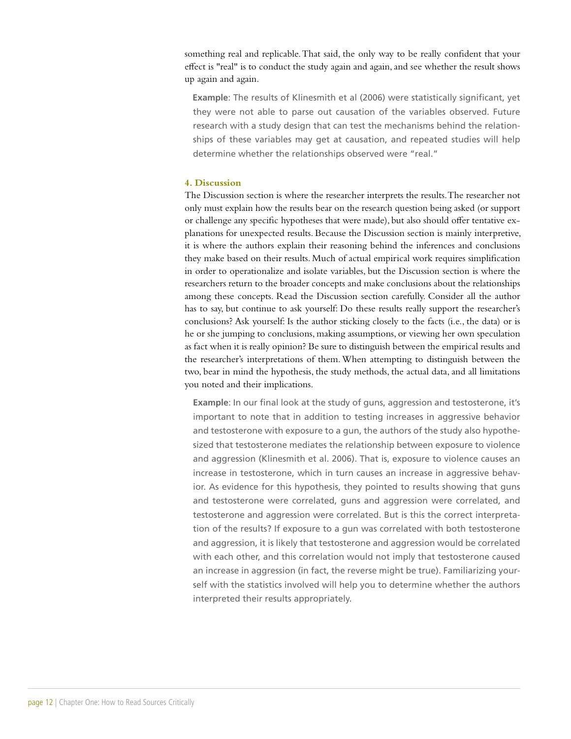something real and replicable. That said, the only way to be really confident that your effect is "real" is to conduct the study again and again, and see whether the result shows up again and again.

**Example**: The results of Klinesmith et al (2006) were statistically significant, yet they were not able to parse out causation of the variables observed. Future research with a study design that can test the mechanisms behind the relationships of these variables may get at causation, and repeated studies will help determine whether the relationships observed were "real."

### 4. Discussion

The Discussion section is where the researcher interprets the results. The researcher not only must explain how the results bear on the research question being asked (or support or challenge any specific hypotheses that were made), but also should offer tentative explanations for unexpected results. Because the Discussion section is mainly interpretive, it is where the authors explain their reasoning behind the inferences and conclusions they make based on their results. Much of actual empirical work requires simplification in order to operationalize and isolate variables, but the Discussion section is where the researchers return to the broader concepts and make conclusions about the relationships among these concepts. Read the Discussion section carefully. Consider all the author has to say, but continue to ask yourself: Do these results really support the researcher's conclusions? Ask yourself: Is the author sticking closely to the facts (i.e., the data) or is he or she jumping to conclusions, making assumptions, or viewing her own speculation as fact when it is really opinion? Be sure to distinguish between the empirical results and the researcher's interpretations of them. When attempting to distinguish between the two, bear in mind the hypothesis, the study methods, the actual data, and all limitations you noted and their implications.

**Example**: In our final look at the study of guns, aggression and testosterone, it's important to note that in addition to testing increases in aggressive behavior and testosterone with exposure to a gun, the authors of the study also hypothesized that testosterone mediates the relationship between exposure to violence and aggression (Klinesmith et al. 2006). That is, exposure to violence causes an increase in testosterone, which in turn causes an increase in aggressive behavior. As evidence for this hypothesis, they pointed to results showing that guns and testosterone were correlated, guns and aggression were correlated, and testosterone and aggression were correlated. But is this the correct interpretation of the results? If exposure to a gun was correlated with both testosterone and aggression, it is likely that testosterone and aggression would be correlated with each other, and this correlation would not imply that testosterone caused an increase in aggression (in fact, the reverse might be true). Familiarizing yourself with the statistics involved will help you to determine whether the authors interpreted their results appropriately.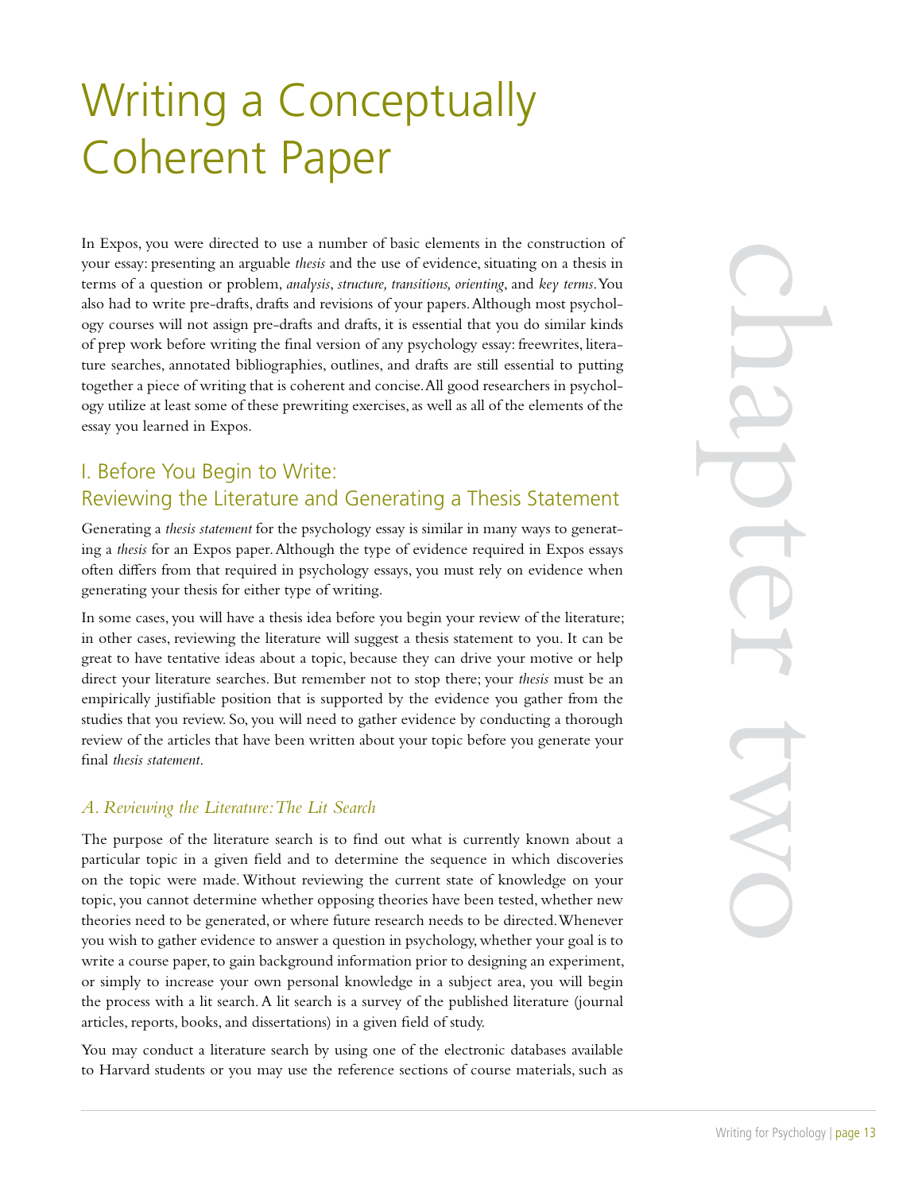# Writing a Conceptually Coherent Paper

In Expos, you were directed to use a number of basic elements in the construction of your essay: presenting an arguable *thesis* and the use of evidence, situating on a thesis in terms of a question or problem, *analysis*, *structure, transitions, orienting*, and *key terms*. You also had to write pre-drafts, drafts and revisions of your papers. Although most psychology courses will not assign pre-drafts and drafts, it is essential that you do similar kinds of prep work before writing the final version of any psychology essay: freewrites, literature searches, annotated bibliographies, outlines, and drafts are still essential to putting together a piece of writing that is coherent and concise. All good researchers in psychology utilize at least some of these prewriting exercises, as well as all of the elements of the essay you learned in Expos.

## I. Before You Begin to Write: Reviewing the Literature and Generating a Thesis Statement

Generating a *thesis statement* for the psychology essay is similar in many ways to generating a *thesis* for an Expos paper. Although the type of evidence required in Expos essays often differs from that required in psychology essays, you must rely on evidence when generating your thesis for either type of writing.

In some cases, you will have a thesis idea before you begin your review of the literature; in other cases, reviewing the literature will suggest a thesis statement to you. It can be great to have tentative ideas about a topic, because they can drive your motive or help direct your literature searches. But remember not to stop there; your *thesis* must be an empirically justifiable position that is supported by the evidence you gather from the studies that you review. So, you will need to gather evidence by conducting a thorough review of the articles that have been written about your topic before you generate your final *thesis statement*.

### *A. Reviewing the Literature: The Lit Search*

The purpose of the literature search is to find out what is currently known about a particular topic in a given field and to determine the sequence in which discoveries on the topic were made. Without reviewing the current state of knowledge on your topic, you cannot determine whether opposing theories have been tested, whether new theories need to be generated, or where future research needs to be directed. Whenever you wish to gather evidence to answer a question in psychology, whether your goal is to write a course paper, to gain background information prior to designing an experiment, or simply to increase your own personal knowledge in a subject area, you will begin the process with a lit search. A lit search is a survey of the published literature (journal articles, reports, books, and dissertations) in a given field of study.

You may conduct a literature search by using one of the electronic databases available to Harvard students or you may use the reference sections of course materials, such as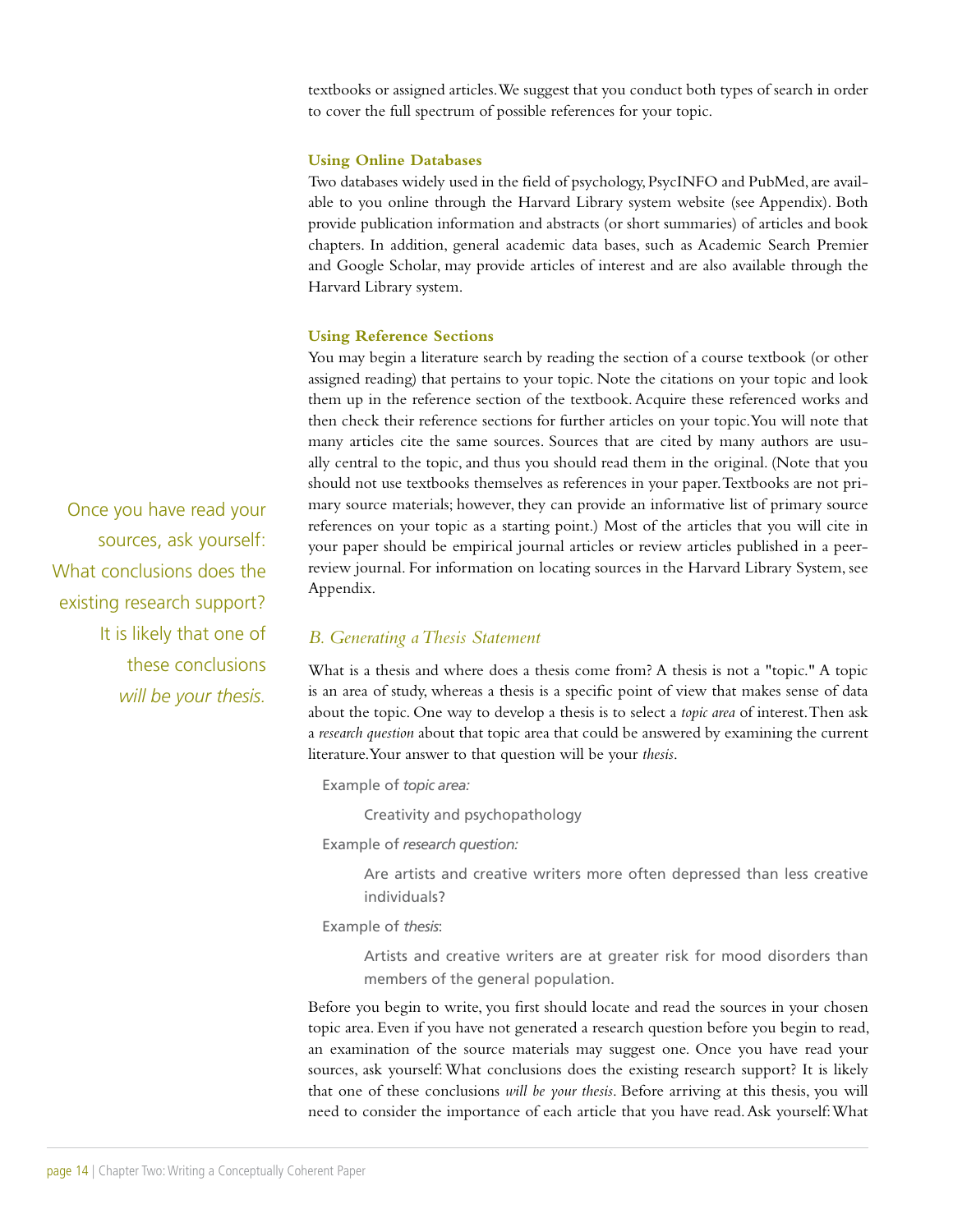textbooks or assigned articles. We suggest that you conduct both types of search in order to cover the full spectrum of possible references for your topic.

**Using Online Databases**

Two databases widely used in the field of psychology, PsycINFO and PubMed, are available to you online through the Harvard Library system website (see Appendix). Both provide publication information and abstracts (or short summaries) of articles and book chapters. In addition, general academic data bases, such as Academic Search Premier and Google Scholar, may provide articles of interest and are also available through the Harvard Library system.

**Using Reference Sections**

You may begin a literature search by reading the section of a course textbook (or other assigned reading) that pertains to your topic. Note the citations on your topic and look them up in the reference section of the textbook. Acquire these referenced works and then check their reference sections for further articles on your topic. You will note that many articles cite the same sources. Sources that are cited by many authors are usually central to the topic, and thus you should read them in the original. (Note that you should not use textbooks themselves as references in your paper. Textbooks are not primary source materials; however, they can provide an informative list of primary source references on your topic as a starting point.) Most of the articles that you will cite in your paper should be empirical journal articles or review articles published in a peer-review journal. For information on locating sources in the Harvard Library System, see Appendix.

> Once you have read your sources, ask yourself: What conclusions does the existing research support? It is likely that one of these conclusions *will be your thesis.*

### *B. Generating a Thesis Statement*

What is a thesis and where does a thesis come from? A thesis is not a "topic." A topic is an area of study, whereas a thesis is a specific point of view that makes sense of data about the topic. One way to develop a thesis is to select a *topic area* of interest. Then ask a *research question* about that topic area that could be answered by examining the current literature. Your answer to that question will be your *thesis*.

Example of *topic area:*

> Creativity and psychopathology

Example of *research question:*

> Are artists and creative writers more often depressed than less creative individuals?

Example of *thesis*:

> Artists and creative writers are at greater risk for mood disorders than members of the general population.

Before you begin to write, you first should locate and read the sources in your chosen topic area. Even if you have not generated a research question before you begin to read, an examination of the source materials may suggest one. Once you have read your sources, ask yourself: What conclusions does the existing research support? It is likely that one of these conclusions *will be your thesis*. Before arriving at this thesis, you will need to consider the importance of each article that you have read. Ask yourself: What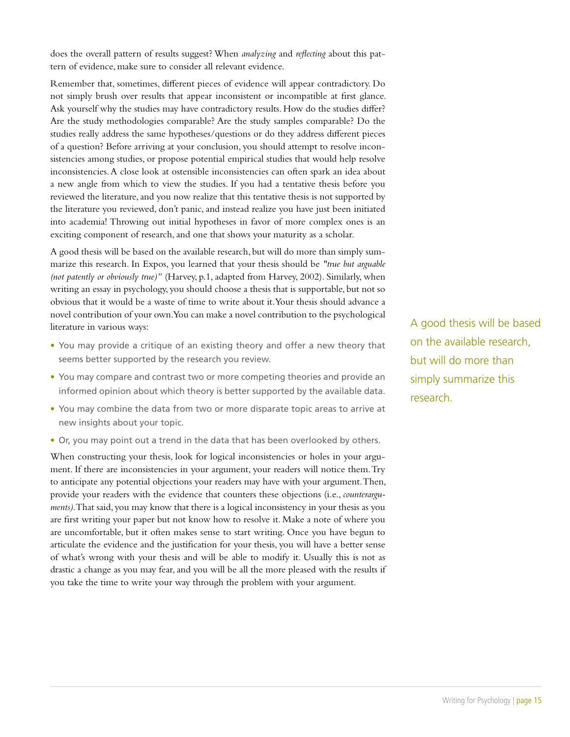does the overall pattern of results suggest? When *analyzing* and *reflecting* about this pattern of evidence, make sure to consider all relevant evidence.

Remember that, sometimes, different pieces of evidence will appear contradictory. Do not simply brush over results that appear inconsistent or incompatible at first glance. Ask yourself why the studies may have contradictory results. How do the studies differ? Are the study methodologies comparable? Are the study samples comparable? Do the studies really address the same hypotheses/questions or do they address different pieces of a question? Before arriving at your conclusion, you should attempt to resolve inconsistencies among studies, or propose potential empirical studies that would help resolve inconsistencies. A close look at ostensible inconsistencies can often spark an idea about a new angle from which to view the studies. If you had a tentative thesis before you reviewed the literature, and you now realize that this tentative thesis is not supported by the literature you reviewed, don't panic, and instead realize you have just been initiated into academia! Throwing out initial hypotheses in favor of more complex ones is an exciting component of research, and one that shows your maturity as a scholar.

A good thesis will be based on the available research, but will do more than simply summarize this research. In Expos, you learned that your thesis should be *"true but arguable (not patently or obviously true)"* (Harvey, p.1, adapted from Harvey, 2002). Similarly, when writing an essay in psychology, you should choose a thesis that is supportable, but not so obvious that it would be a waste of time to write about it. Your thesis should advance a novel contribution of your own. You can make a novel contribution to the psychological literature in various ways:

- You may provide a critique of an existing theory and offer a new theory that seems better supported by the research you review.
- You may compare and contrast two or more competing theories and provide an informed opinion about which theory is better supported by the available data.
- You may combine the data from two or more disparate topic areas to arrive at new insights about your topic.
- Or, you may point out a trend in the data that has been overlooked by others.

When constructing your thesis, look for logical inconsistencies or holes in your argument. If there are inconsistencies in your argument, your readers will notice them. Try to anticipate any potential objections your readers may have with your argument. Then, provide your readers with the evidence that counters these objections (i.e., *counterarguments*). That said, you may know that there is a logical inconsistency in your thesis as you are first writing your paper but not know how to resolve it. Make a note of where you are uncomfortable, but it often makes sense to start writing. Once you have begun to articulate the evidence and the justification for your thesis, you will have a better sense of what's wrong with your thesis and will be able to modify it. Usually this is not as drastic a change as you may fear, and you will be all the more pleased with the results if you take the time to write your way through the problem with your argument.

A good thesis will be based on the available research, but will do more than simply summarize this research.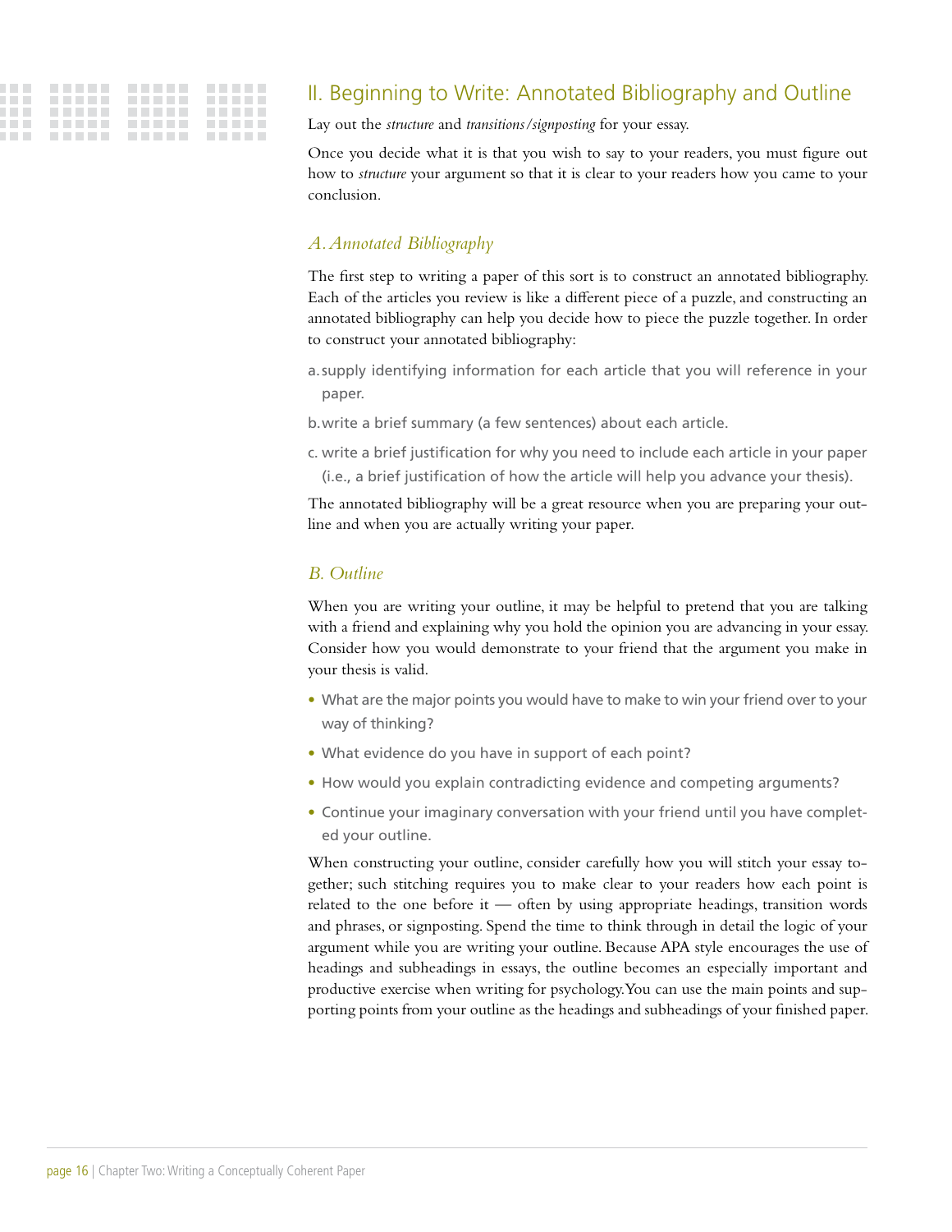## II. Beginning to Write: Annotated Bibliography and Outline

Lay out the *structure* and *transitions/signposting* for your essay.

Once you decide what it is that you wish to say to your readers, you must figure out how to *structure* your argument so that it is clear to your readers how you came to your conclusion.

### *A. Annotated Bibliography*

The first step to writing a paper of this sort is to construct an annotated bibliography. Each of the articles you review is like a different piece of a puzzle, and constructing an annotated bibliography can help you decide how to piece the puzzle together. In order to construct your annotated bibliography:

a. supply identifying information for each article that you will reference in your paper.

b. write a brief summary (a few sentences) about each article.

c. write a brief justification for why you need to include each article in your paper (i.e., a brief justification of how the article will help you advance your thesis).

The annotated bibliography will be a great resource when you are preparing your outline and when you are actually writing your paper.

### *B. Outline*

When you are writing your outline, it may be helpful to pretend that you are talking with a friend and explaining why you hold the opinion you are advancing in your essay. Consider how you would demonstrate to your friend that the argument you make in your thesis is valid.

- What are the major points you would have to make to win your friend over to your way of thinking?
- What evidence do you have in support of each point?
- How would you explain contradicting evidence and competing arguments?
- Continue your imaginary conversation with your friend until you have completed your outline.

When constructing your outline, consider carefully how you will stitch your essay together; such stitching requires you to make clear to your readers how each point is related to the one before it — often by using appropriate headings, transition words and phrases, or signposting. Spend the time to think through in detail the logic of your argument while you are writing your outline. Because APA style encourages the use of headings and subheadings in essays, the outline becomes an especially important and productive exercise when writing for psychology. You can use the main points and supporting points from your outline as the headings and subheadings of your finished paper.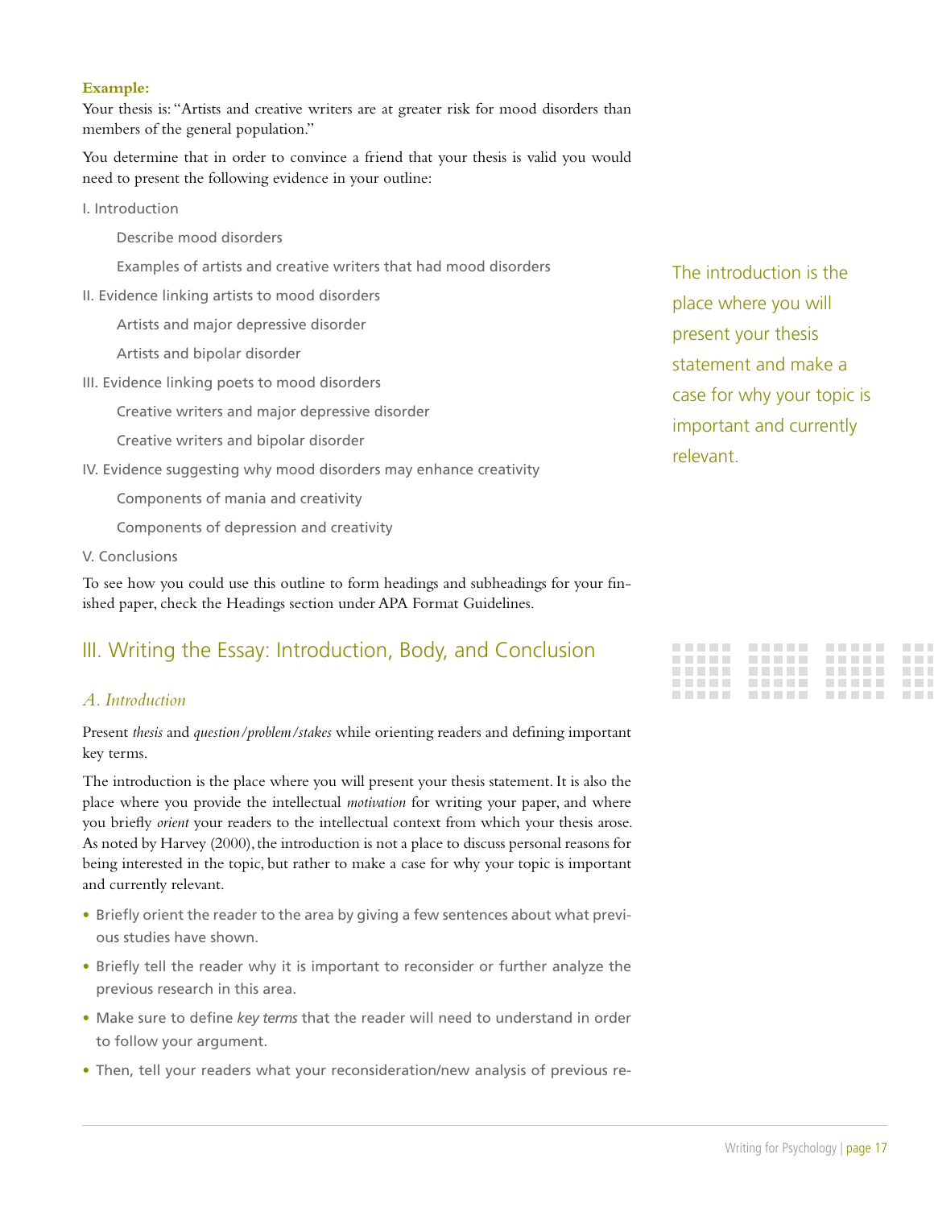**Example:**

Your thesis is: "Artists and creative writers are at greater risk for mood disorders than members of the general population."

You determine that in order to convince a friend that your thesis is valid you would need to present the following evidence in your outline:

I. Introduction

- Describe mood disorders
- Examples of artists and creative writers that had mood disorders

II. Evidence linking artists to mood disorders

- Artists and major depressive disorder
- Artists and bipolar disorder

III. Evidence linking poets to mood disorders

- Creative writers and major depressive disorder
- Creative writers and bipolar disorder

IV. Evidence suggesting why mood disorders may enhance creativity

- Components of mania and creativity
- Components of depression and creativity

V. Conclusions

To see how you could use this outline to form headings and subheadings for your finished paper, check the Headings section under APA Format Guidelines.

The introduction is the place where you will present your thesis statement and make a case for why your topic is important and currently relevant.

## III. Writing the Essay: Introduction, Body, and Conclusion

### *A. Introduction*

Present *thesis* and *question/problem/stakes* while orienting readers and defining important key terms.

The introduction is the place where you will present your thesis statement. It is also the place where you provide the intellectual *motivation* for writing your paper, and where you briefly *orient* your readers to the intellectual context from which your thesis arose. As noted by Harvey (2000), the introduction is not a place to discuss personal reasons for being interested in the topic, but rather to make a case for why your topic is important and currently relevant.

- Briefly orient the reader to the area by giving a few sentences about what previous studies have shown.
- Briefly tell the reader why it is important to reconsider or further analyze the previous research in this area.
- Make sure to define *key terms* that the reader will need to understand in order to follow your argument.
- Then, tell your readers what your reconsideration/new analysis of previous re-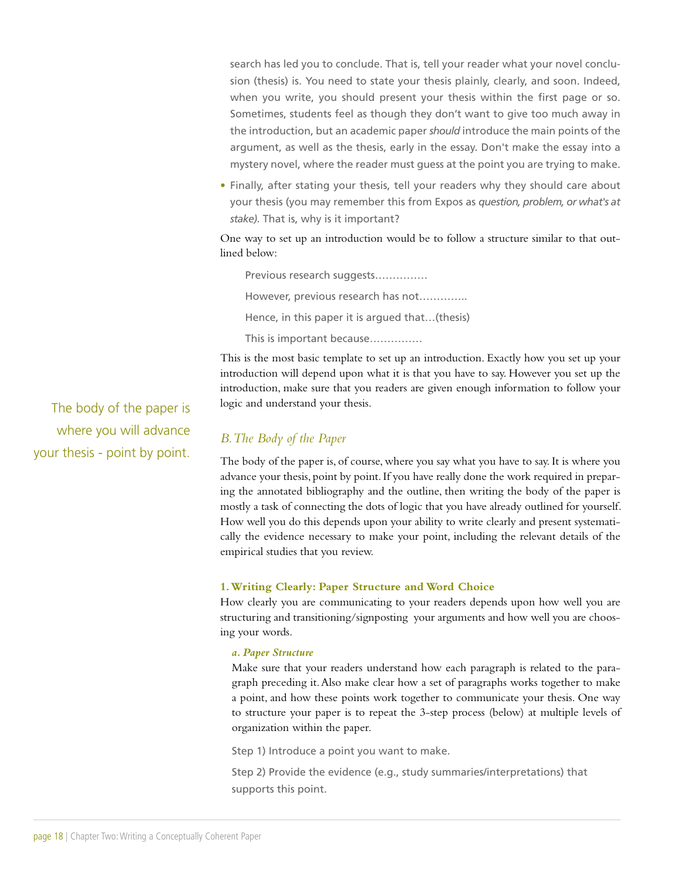search has led you to conclude. That is, tell your reader what your novel conclusion (thesis) is. You need to state your thesis plainly, clearly, and soon. Indeed, when you write, you should present your thesis within the first page or so. Sometimes, students feel as though they don't want to give too much away in the introduction, but an academic paper *should* introduce the main points of the argument, as well as the thesis, early in the essay. Don't make the essay into a mystery novel, where the reader must guess at the point you are trying to make.

- Finally, after stating your thesis, tell your readers why they should care about your thesis (you may remember this from Expos as *question, problem, or what's at stake).* That is, why is it important?

One way to set up an introduction would be to follow a structure similar to that outlined below:

> Previous research suggests……………
>
> However, previous research has not…………..
>
> Hence, in this paper it is argued that…(thesis)
>
> This is important because……………

This is the most basic template to set up an introduction. Exactly how you set up your introduction will depend upon what it is that you have to say. However you set up the introduction, make sure that you readers are given enough information to follow your logic and understand your thesis.

The body of the paper is where you will advance your thesis - point by point.

### *B. The Body of the Paper*

The body of the paper is, of course, where you say what you have to say. It is where you advance your thesis, point by point. If you have really done the work required in preparing the annotated bibliography and the outline, then writing the body of the paper is mostly a task of connecting the dots of logic that you have already outlined for yourself. How well you do this depends upon your ability to write clearly and present systematically the evidence necessary to make your point, including the relevant details of the empirical studies that you review.

#### 1. Writing Clearly: Paper Structure and Word Choice

How clearly you are communicating to your readers depends upon how well you are structuring and transitioning/signposting your arguments and how well you are choosing your words.

##### *a. Paper Structure*

Make sure that your readers understand how each paragraph is related to the paragraph preceding it. Also make clear how a set of paragraphs works together to make a point, and how these points work together to communicate your thesis. One way to structure your paper is to repeat the 3-step process (below) at multiple levels of organization within the paper.

Step 1) Introduce a point you want to make.

Step 2) Provide the evidence (e.g., study summaries/interpretations) that supports this point.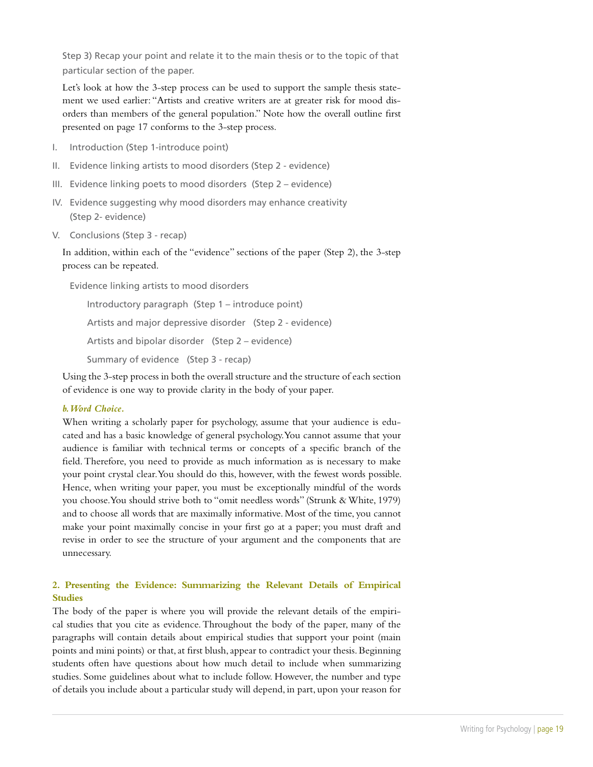Step 3) Recap your point and relate it to the main thesis or to the topic of that particular section of the paper.

Let's look at how the 3-step process can be used to support the sample thesis statement we used earlier: "Artists and creative writers are at greater risk for mood disorders than members of the general population." Note how the overall outline first presented on page 17 conforms to the 3-step process.

I. Introduction (Step 1-introduce point)
II. Evidence linking artists to mood disorders (Step 2 - evidence)
III. Evidence linking poets to mood disorders (Step 2 – evidence)
IV. Evidence suggesting why mood disorders may enhance creativity (Step 2- evidence)
V. Conclusions (Step 3 - recap)

In addition, within each of the "evidence" sections of the paper (Step 2), the 3-step process can be repeated.

Evidence linking artists to mood disorders

- Introductory paragraph (Step 1 – introduce point)
- Artists and major depressive disorder (Step 2 - evidence)
- Artists and bipolar disorder (Step 2 – evidence)
- Summary of evidence (Step 3 - recap)

Using the 3-step process in both the overall structure and the structure of each section of evidence is one way to provide clarity in the body of your paper.

***b. Word Choice.***

When writing a scholarly paper for psychology, assume that your audience is educated and has a basic knowledge of general psychology. You cannot assume that your audience is familiar with technical terms or concepts of a specific branch of the field. Therefore, you need to provide as much information as is necessary to make your point crystal clear. You should do this, however, with the fewest words possible. Hence, when writing your paper, you must be exceptionally mindful of the words you choose. You should strive both to "omit needless words" (Strunk & White, 1979) and to choose all words that are maximally informative. Most of the time, you cannot make your point maximally concise in your first go at a paper; you must draft and revise in order to see the structure of your argument and the components that are unnecessary.

### 2. Presenting the Evidence: Summarizing the Relevant Details of Empirical Studies

The body of the paper is where you will provide the relevant details of the empirical studies that you cite as evidence. Throughout the body of the paper, many of the paragraphs will contain details about empirical studies that support your point (main points and mini points) or that, at first blush, appear to contradict your thesis. Beginning students often have questions about how much detail to include when summarizing studies. Some guidelines about what to include follow. However, the number and type of details you include about a particular study will depend, in part, upon your reason for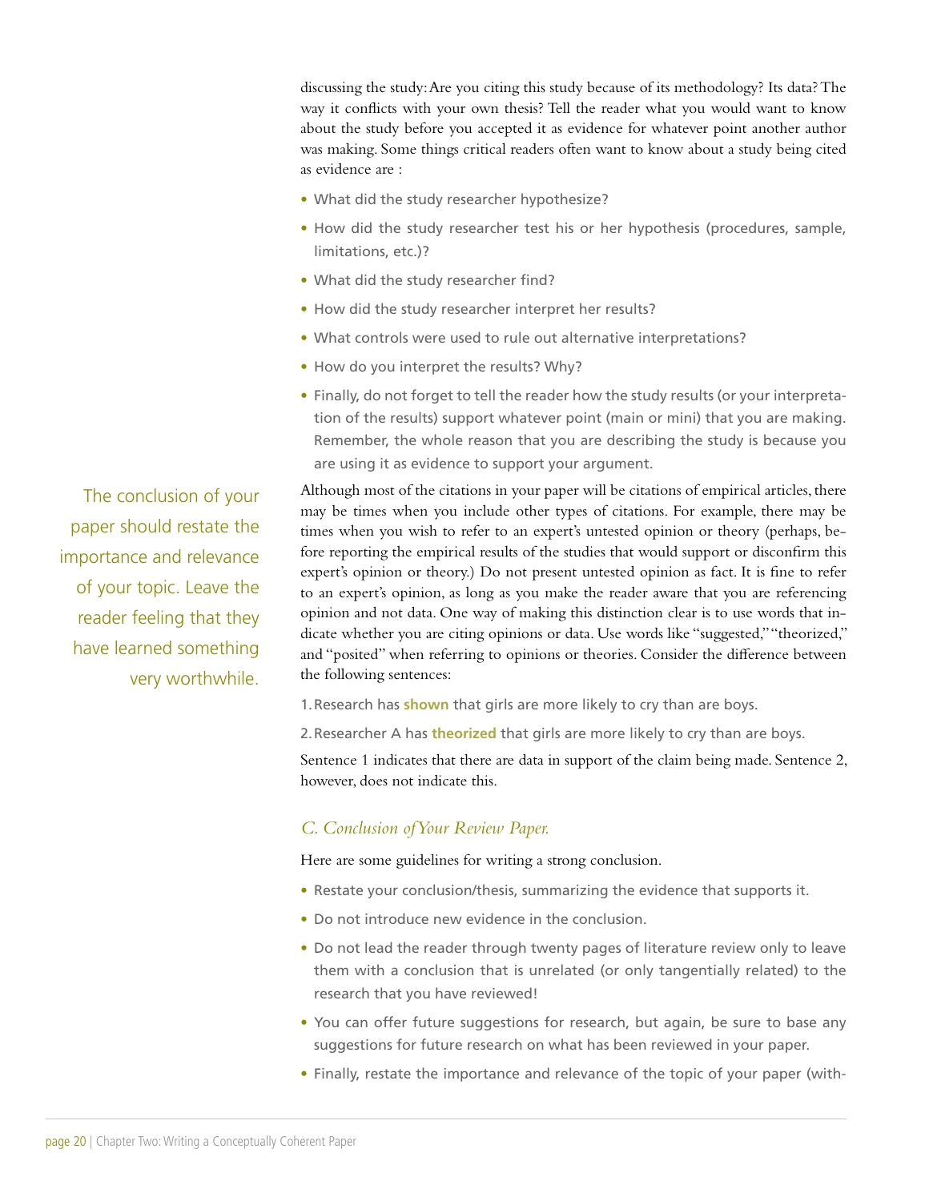discussing the study: Are you citing this study because of its methodology? Its data? The way it conflicts with your own thesis? Tell the reader what you would want to know about the study before you accepted it as evidence for whatever point another author was making. Some things critical readers often want to know about a study being cited as evidence are :

- What did the study researcher hypothesize?
- How did the study researcher test his or her hypothesis (procedures, sample, limitations, etc.)?
- What did the study researcher find?
- How did the study researcher interpret her results?
- What controls were used to rule out alternative interpretations?
- How do you interpret the results? Why?
- Finally, do not forget to tell the reader how the study results (or your interpretation of the results) support whatever point (main or mini) that you are making. Remember, the whole reason that you are describing the study is because you are using it as evidence to support your argument.

The conclusion of your paper should restate the importance and relevance of your topic. Leave the reader feeling that they have learned something very worthwhile.

Although most of the citations in your paper will be citations of empirical articles, there may be times when you include other types of citations. For example, there may be times when you wish to refer to an expert's untested opinion or theory (perhaps, before reporting the empirical results of the studies that would support or disconfirm this expert's opinion or theory.) Do not present untested opinion as fact. It is fine to refer to an expert's opinion, as long as you make the reader aware that you are referencing opinion and not data. One way of making this distinction clear is to use words that indicate whether you are citing opinions or data. Use words like "suggested," "theorized," and "posited" when referring to opinions or theories. Consider the difference between the following sentences:

1. Research has **shown** that girls are more likely to cry than are boys.
2. Researcher A has **theorized** that girls are more likely to cry than are boys.

Sentence 1 indicates that there are data in support of the claim being made. Sentence 2, however, does not indicate this.

### *C. Conclusion of Your Review Paper.*

Here are some guidelines for writing a strong conclusion.

- Restate your conclusion/thesis, summarizing the evidence that supports it.
- Do not introduce new evidence in the conclusion.
- Do not lead the reader through twenty pages of literature review only to leave them with a conclusion that is unrelated (or only tangentially related) to the research that you have reviewed!
- You can offer future suggestions for research, but again, be sure to base any suggestions for future research on what has been reviewed in your paper.
- Finally, restate the importance and relevance of the topic of your paper (with-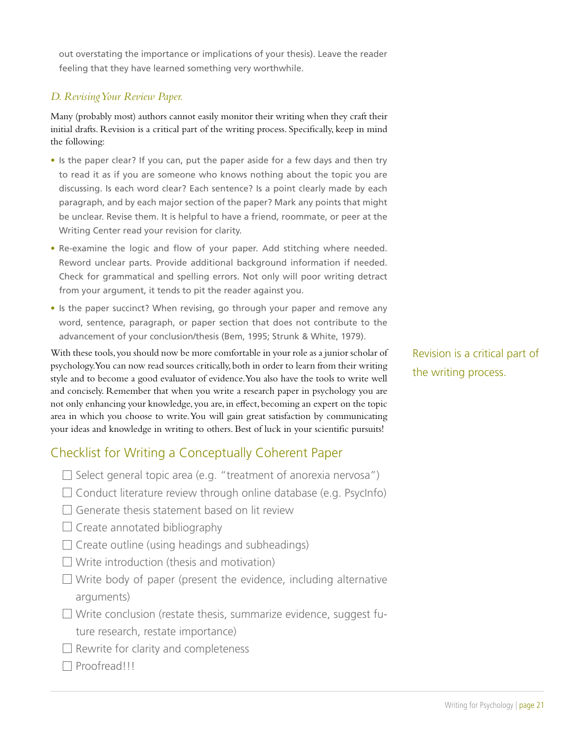out overstating the importance or implications of your thesis). Leave the reader feeling that they have learned something very worthwhile.

### *D. Revising Your Review Paper.*

Many (probably most) authors cannot easily monitor their writing when they craft their initial drafts. Revision is a critical part of the writing process. Specifically, keep in mind the following:

- Is the paper clear? If you can, put the paper aside for a few days and then try to read it as if you are someone who knows nothing about the topic you are discussing. Is each word clear? Each sentence? Is a point clearly made by each paragraph, and by each major section of the paper? Mark any points that might be unclear. Revise them. It is helpful to have a friend, roommate, or peer at the Writing Center read your revision for clarity.
- Re-examine the logic and flow of your paper. Add stitching where needed. Reword unclear parts. Provide additional background information if needed. Check for grammatical and spelling errors. Not only will poor writing detract from your argument, it tends to pit the reader against you.
- Is the paper succinct? When revising, go through your paper and remove any word, sentence, paragraph, or paper section that does not contribute to the advancement of your conclusion/thesis (Bem, 1995; Strunk & White, 1979).

With these tools, you should now be more comfortable in your role as a junior scholar of psychology. You can now read sources critically, both in order to learn from their writing style and to become a good evaluator of evidence. You also have the tools to write well and concisely. Remember that when you write a research paper in psychology you are not only enhancing your knowledge, you are, in effect, becoming an expert on the topic area in which you choose to write. You will gain great satisfaction by communicating your ideas and knowledge in writing to others. Best of luck in your scientific pursuits!

Revision is a critical part of the writing process.

## Checklist for Writing a Conceptually Coherent Paper

- ☐ Select general topic area (e.g. "treatment of anorexia nervosa")
- ☐ Conduct literature review through online database (e.g. PsycInfo)
- ☐ Generate thesis statement based on lit review
- ☐ Create annotated bibliography
- ☐ Create outline (using headings and subheadings)
- ☐ Write introduction (thesis and motivation)
- ☐ Write body of paper (present the evidence, including alternative arguments)
- ☐ Write conclusion (restate thesis, summarize evidence, suggest future research, restate importance)
- ☐ Rewrite for clarity and completeness
- ☐ Proofread!!!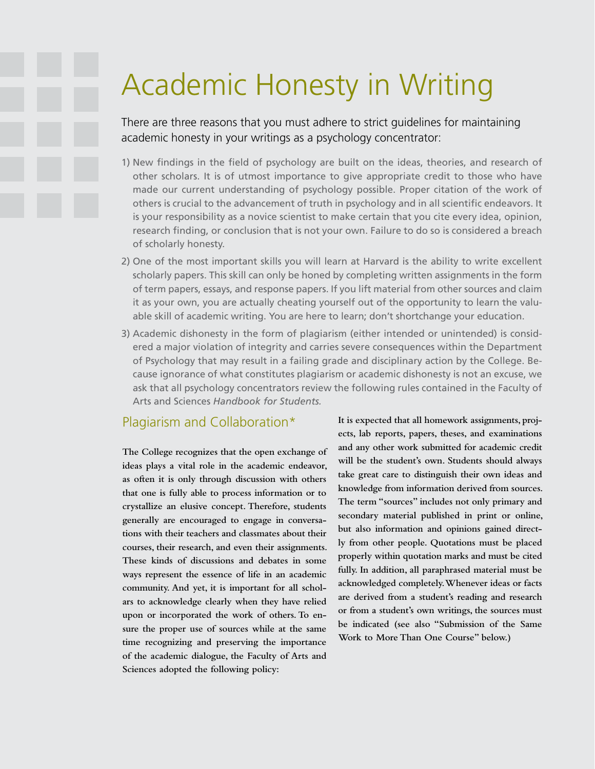# Academic Honesty in Writing

There are three reasons that you must adhere to strict guidelines for maintaining academic honesty in your writings as a psychology concentrator:

1) New findings in the field of psychology are built on the ideas, theories, and research of other scholars. It is of utmost importance to give appropriate credit to those who have made our current understanding of psychology possible. Proper citation of the work of others is crucial to the advancement of truth in psychology and in all scientific endeavors. It is your responsibility as a novice scientist to make certain that you cite every idea, opinion, research finding, or conclusion that is not your own. Failure to do so is considered a breach of scholarly honesty.
2) One of the most important skills you will learn at Harvard is the ability to write excellent scholarly papers. This skill can only be honed by completing written assignments in the form of term papers, essays, and response papers. If you lift material from other sources and claim it as your own, you are actually cheating yourself out of the opportunity to learn the valuable skill of academic writing. You are here to learn; don't shortchange your education.
3) Academic dishonesty in the form of plagiarism (either intended or unintended) is considered a major violation of integrity and carries severe consequences within the Department of Psychology that may result in a failing grade and disciplinary action by the College. Because ignorance of what constitutes plagiarism or academic dishonesty is not an excuse, we ask that all psychology concentrators review the following rules contained in the Faculty of Arts and Sciences *Handbook for Students.*

## Plagiarism and Collaboration*

**The College recognizes that the open exchange of ideas plays a vital role in the academic endeavor, as often it is only through discussion with others that one is fully able to process information or to crystallize an elusive concept. Therefore, students generally are encouraged to engage in conversations with their teachers and classmates about their courses, their research, and even their assignments. These kinds of discussions and debates in some ways represent the essence of life in an academic community. And yet, it is important for all scholars to acknowledge clearly when they have relied upon or incorporated the work of others. To ensure the proper use of sources while at the same time recognizing and preserving the importance of the academic dialogue, the Faculty of Arts and Sciences adopted the following policy:**

**It is expected that all homework assignments, projects, lab reports, papers, theses, and examinations and any other work submitted for academic credit will be the student's own. Students should always take great care to distinguish their own ideas and knowledge from information derived from sources. The term "sources" includes not only primary and secondary material published in print or online, but also information and opinions gained directly from other people. Quotations must be placed properly within quotation marks and must be cited fully. In addition, all paraphrased material must be acknowledged completely. Whenever ideas or facts are derived from a student's reading and research or from a student's own writings, the sources must be indicated (see also "Submission of the Same Work to More Than One Course" below.)**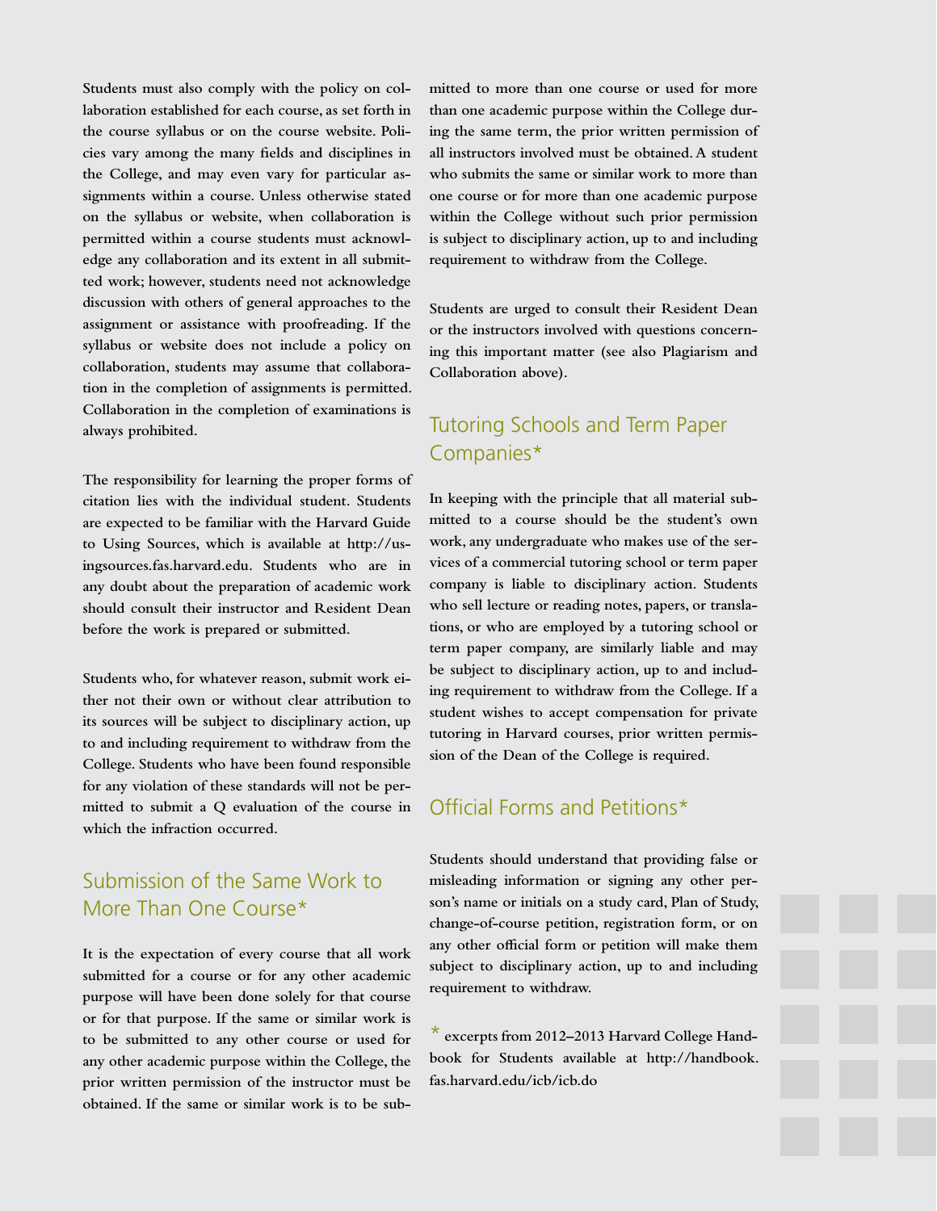Students must also comply with the policy on collaboration established for each course, as set forth in the course syllabus or on the course website. Policies vary among the many fields and disciplines in the College, and may even vary for particular assignments within a course. Unless otherwise stated on the syllabus or website, when collaboration is permitted within a course students must acknowledge any collaboration and its extent in all submitted work; however, students need not acknowledge discussion with others of general approaches to the assignment or assistance with proofreading. If the syllabus or website does not include a policy on collaboration, students may assume that collaboration in the completion of assignments is permitted. Collaboration in the completion of examinations is always prohibited.

The responsibility for learning the proper forms of citation lies with the individual student. Students are expected to be familiar with the Harvard Guide to Using Sources, which is available at http://usingsources.fas.harvard.edu. Students who are in any doubt about the preparation of academic work should consult their instructor and Resident Dean before the work is prepared or submitted.

Students who, for whatever reason, submit work either not their own or without clear attribution to its sources will be subject to disciplinary action, up to and including requirement to withdraw from the College. Students who have been found responsible for any violation of these standards will not be permitted to submit a Q evaluation of the course in which the infraction occurred.

## Submission of the Same Work to More Than One Course*

It is the expectation of every course that all work submitted for a course or for any other academic purpose will have been done solely for that course or for that purpose. If the same or similar work is to be submitted to any other course or used for any other academic purpose within the College, the prior written permission of the instructor must be obtained. If the same or similar work is to be submitted to more than one course or used for more than one academic purpose within the College during the same term, the prior written permission of all instructors involved must be obtained. A student who submits the same or similar work to more than one course or for more than one academic purpose within the College without such prior permission is subject to disciplinary action, up to and including requirement to withdraw from the College.

Students are urged to consult their Resident Dean or the instructors involved with questions concerning this important matter (see also Plagiarism and Collaboration above).

## Tutoring Schools and Term Paper Companies*

In keeping with the principle that all material submitted to a course should be the student's own work, any undergraduate who makes use of the services of a commercial tutoring school or term paper company is liable to disciplinary action. Students who sell lecture or reading notes, papers, or translations, or who are employed by a tutoring school or term paper company, are similarly liable and may be subject to disciplinary action, up to and including requirement to withdraw from the College. If a student wishes to accept compensation for private tutoring in Harvard courses, prior written permission of the Dean of the College is required.

## Official Forms and Petitions*

Students should understand that providing false or misleading information or signing any other person's name or initials on a study card, Plan of Study, change-of-course petition, registration form, or on any other official form or petition will make them subject to disciplinary action, up to and including requirement to withdraw.

\* excerpts from 2012–2013 Harvard College Handbook for Students available at http://handbook.fas.harvard.edu/icb/icb.do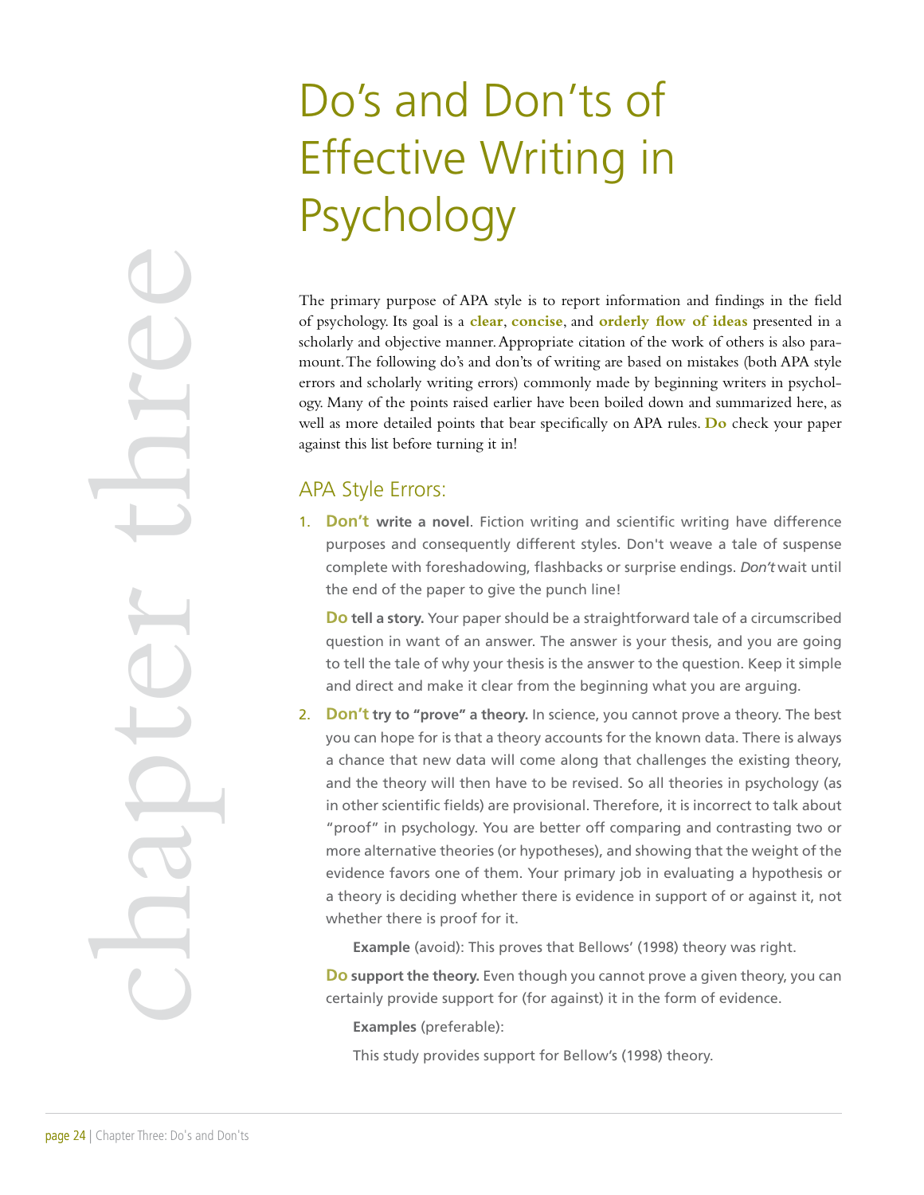# Do's and Don'ts of Effective Writing in Psychology

The primary purpose of APA style is to report information and findings in the field of psychology. Its goal is a **clear**, **concise**, and **orderly flow of ideas** presented in a scholarly and objective manner. Appropriate citation of the work of others is also paramount. The following do's and don'ts of writing are based on mistakes (both APA style errors and scholarly writing errors) commonly made by beginning writers in psychology. Many of the points raised earlier have been boiled down and summarized here, as well as more detailed points that bear specifically on APA rules. **Do** check your paper against this list before turning it in!

## APA Style Errors:

1. **Don't write a novel**. Fiction writing and scientific writing have difference purposes and consequently different styles. Don't weave a tale of suspense complete with foreshadowing, flashbacks or surprise endings. *Don't* wait until the end of the paper to give the punch line!

   **Do tell a story.** Your paper should be a straightforward tale of a circumscribed question in want of an answer. The answer is your thesis, and you are going to tell the tale of why your thesis is the answer to the question. Keep it simple and direct and make it clear from the beginning what you are arguing.

2. **Don't try to "prove" a theory.** In science, you cannot prove a theory. The best you can hope for is that a theory accounts for the known data. There is always a chance that new data will come along that challenges the existing theory, and the theory will then have to be revised. So all theories in psychology (as in other scientific fields) are provisional. Therefore, it is incorrect to talk about "proof" in psychology. You are better off comparing and contrasting two or more alternative theories (or hypotheses), and showing that the weight of the evidence favors one of them. Your primary job in evaluating a hypothesis or a theory is deciding whether there is evidence in support of or against it, not whether there is proof for it.

   **Example** (avoid): This proves that Bellows' (1998) theory was right.

   **Do support the theory.** Even though you cannot prove a given theory, you can certainly provide support for (for against) it in the form of evidence.

   **Examples** (preferable):

   This study provides support for Bellow's (1998) theory.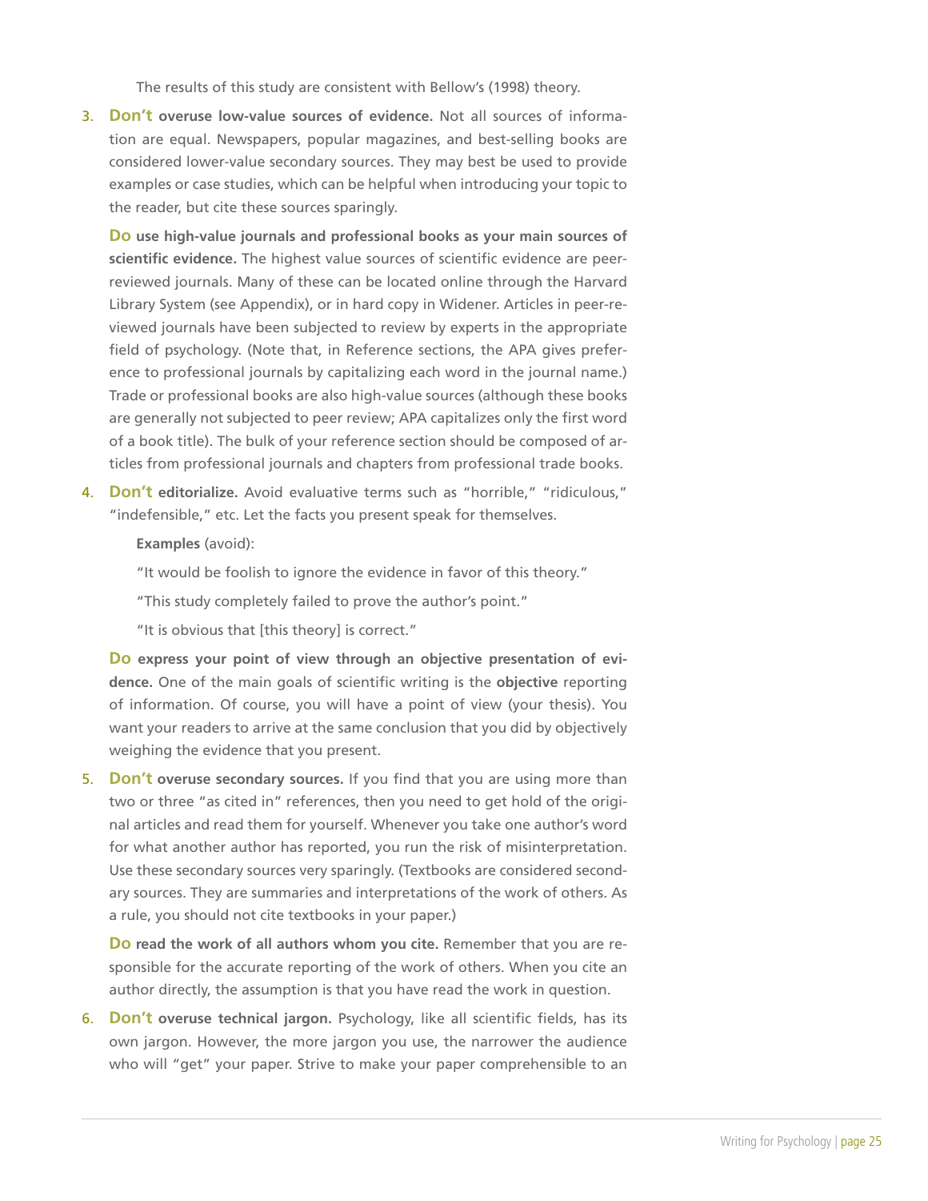The results of this study are consistent with Bellow's (1998) theory.

3. **Don't overuse low-value sources of evidence.** Not all sources of information are equal. Newspapers, popular magazines, and best-selling books are considered lower-value secondary sources. They may best be used to provide examples or case studies, which can be helpful when introducing your topic to the reader, but cite these sources sparingly.

   **Do use high-value journals and professional books as your main sources of scientific evidence.** The highest value sources of scientific evidence are peer-reviewed journals. Many of these can be located online through the Harvard Library System (see Appendix), or in hard copy in Widener. Articles in peer-reviewed journals have been subjected to review by experts in the appropriate field of psychology. (Note that, in Reference sections, the APA gives preference to professional journals by capitalizing each word in the journal name.) Trade or professional books are also high-value sources (although these books are generally not subjected to peer review; APA capitalizes only the first word of a book title). The bulk of your reference section should be composed of articles from professional journals and chapters from professional trade books.

4. **Don't editorialize.** Avoid evaluative terms such as "horrible," "ridiculous," "indefensible," etc. Let the facts you present speak for themselves.

   **Examples** (avoid):

   "It would be foolish to ignore the evidence in favor of this theory."

   "This study completely failed to prove the author's point."

   "It is obvious that [this theory] is correct."

   **Do express your point of view through an objective presentation of evidence.** One of the main goals of scientific writing is the **objective** reporting of information. Of course, you will have a point of view (your thesis). You want your readers to arrive at the same conclusion that you did by objectively weighing the evidence that you present.

5. **Don't overuse secondary sources.** If you find that you are using more than two or three "as cited in" references, then you need to get hold of the original articles and read them for yourself. Whenever you take one author's word for what another author has reported, you run the risk of misinterpretation. Use these secondary sources very sparingly. (Textbooks are considered secondary sources. They are summaries and interpretations of the work of others. As a rule, you should not cite textbooks in your paper.)

   **Do read the work of all authors whom you cite.** Remember that you are responsible for the accurate reporting of the work of others. When you cite an author directly, the assumption is that you have read the work in question.

6. **Don't overuse technical jargon.** Psychology, like all scientific fields, has its own jargon. However, the more jargon you use, the narrower the audience who will "get" your paper. Strive to make your paper comprehensible to an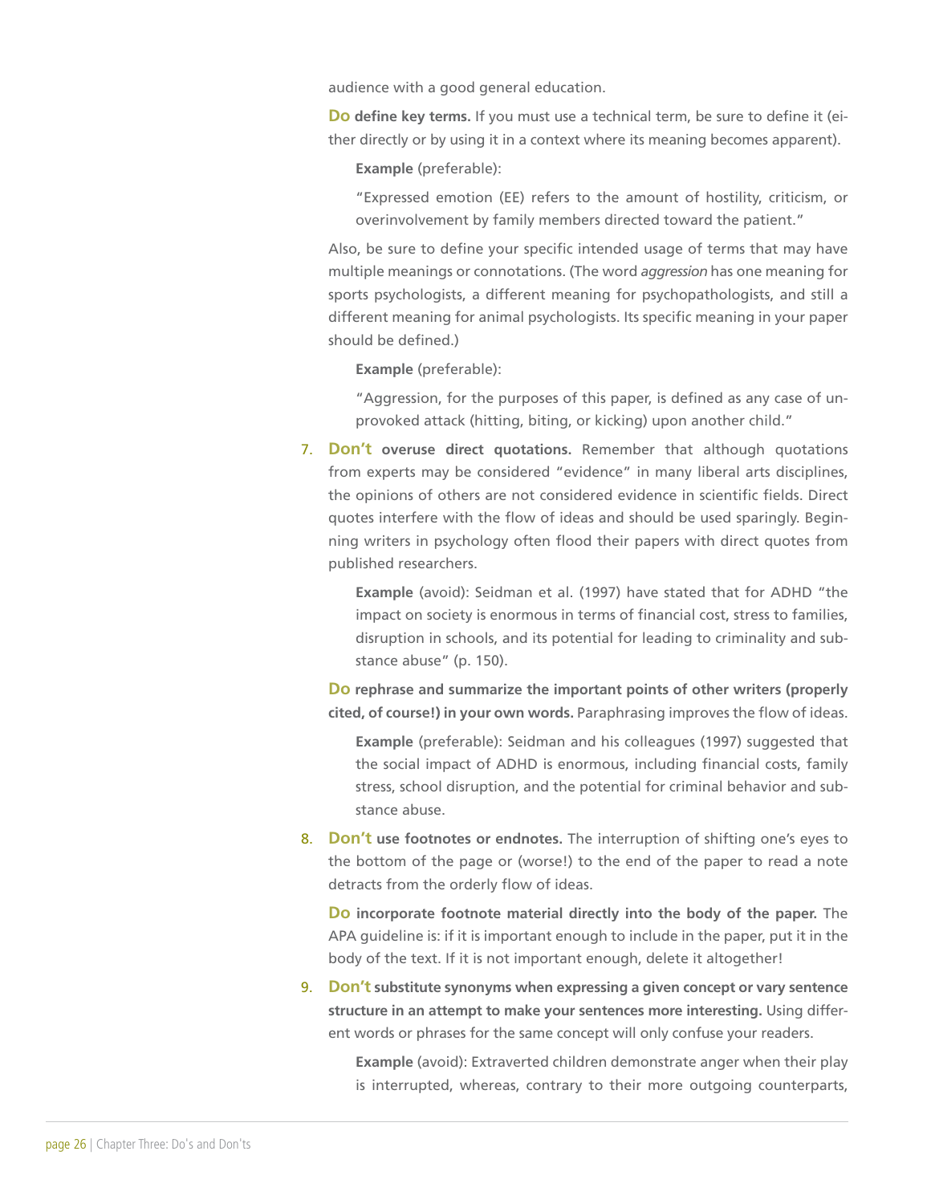audience with a good general education.

**Do define key terms.** If you must use a technical term, be sure to define it (either directly or by using it in a context where its meaning becomes apparent).

> **Example** (preferable):
>
> "Expressed emotion (EE) refers to the amount of hostility, criticism, or overinvolvement by family members directed toward the patient."

Also, be sure to define your specific intended usage of terms that may have multiple meanings or connotations. (The word *aggression* has one meaning for sports psychologists, a different meaning for psychopathologists, and still a different meaning for animal psychologists. Its specific meaning in your paper should be defined.)

> **Example** (preferable):
>
> "Aggression, for the purposes of this paper, is defined as any case of unprovoked attack (hitting, biting, or kicking) upon another child."

7. **Don't overuse direct quotations.** Remember that although quotations from experts may be considered "evidence" in many liberal arts disciplines, the opinions of others are not considered evidence in scientific fields. Direct quotes interfere with the flow of ideas and should be used sparingly. Beginning writers in psychology often flood their papers with direct quotes from published researchers.

   > **Example** (avoid): Seidman et al. (1997) have stated that for ADHD "the impact on society is enormous in terms of financial cost, stress to families, disruption in schools, and its potential for leading to criminality and substance abuse" (p. 150).

   **Do rephrase and summarize the important points of other writers (properly cited, of course!) in your own words.** Paraphrasing improves the flow of ideas.

   > **Example** (preferable): Seidman and his colleagues (1997) suggested that the social impact of ADHD is enormous, including financial costs, family stress, school disruption, and the potential for criminal behavior and substance abuse.

8. **Don't use footnotes or endnotes.** The interruption of shifting one's eyes to the bottom of the page or (worse!) to the end of the paper to read a note detracts from the orderly flow of ideas.

   **Do incorporate footnote material directly into the body of the paper.** The APA guideline is: if it is important enough to include in the paper, put it in the body of the text. If it is not important enough, delete it altogether!

9. **Don't substitute synonyms when expressing a given concept or vary sentence structure in an attempt to make your sentences more interesting.** Using different words or phrases for the same concept will only confuse your readers.

   > **Example** (avoid): Extraverted children demonstrate anger when their play is interrupted, whereas, contrary to their more outgoing counterparts,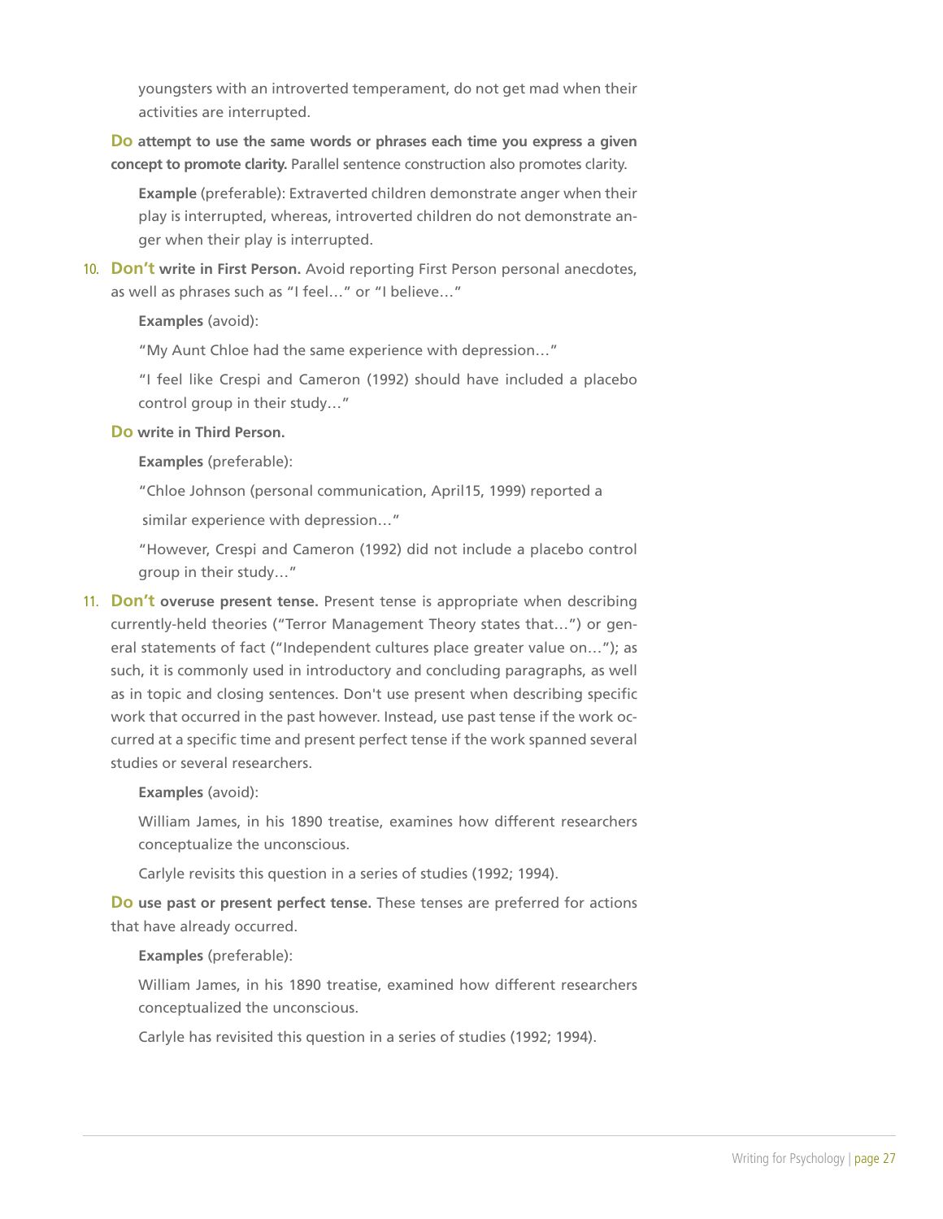youngsters with an introverted temperament, do not get mad when their activities are interrupted.

**Do attempt to use the same words or phrases each time you express a given concept to promote clarity.** Parallel sentence construction also promotes clarity.

> **Example** (preferable): Extraverted children demonstrate anger when their play is interrupted, whereas, introverted children do not demonstrate anger when their play is interrupted.

10. **Don't write in First Person.** Avoid reporting First Person personal anecdotes, as well as phrases such as "I feel…" or "I believe…"

> **Examples** (avoid):
>
> "My Aunt Chloe had the same experience with depression…"
>
> "I feel like Crespi and Cameron (1992) should have included a placebo control group in their study…"

**Do write in Third Person.**

> **Examples** (preferable):
>
> "Chloe Johnson (personal communication, April15, 1999) reported a similar experience with depression…"
>
> "However, Crespi and Cameron (1992) did not include a placebo control group in their study…"

11. **Don't overuse present tense.** Present tense is appropriate when describing currently-held theories ("Terror Management Theory states that…") or general statements of fact ("Independent cultures place greater value on…"); as such, it is commonly used in introductory and concluding paragraphs, as well as in topic and closing sentences. Don't use present when describing specific work that occurred in the past however. Instead, use past tense if the work occurred at a specific time and present perfect tense if the work spanned several studies or several researchers.

> **Examples** (avoid):
>
> William James, in his 1890 treatise, examines how different researchers conceptualize the unconscious.
>
> Carlyle revisits this question in a series of studies (1992; 1994).

**Do use past or present perfect tense.** These tenses are preferred for actions that have already occurred.

> **Examples** (preferable):
>
> William James, in his 1890 treatise, examined how different researchers conceptualized the unconscious.
>
> Carlyle has revisited this question in a series of studies (1992; 1994).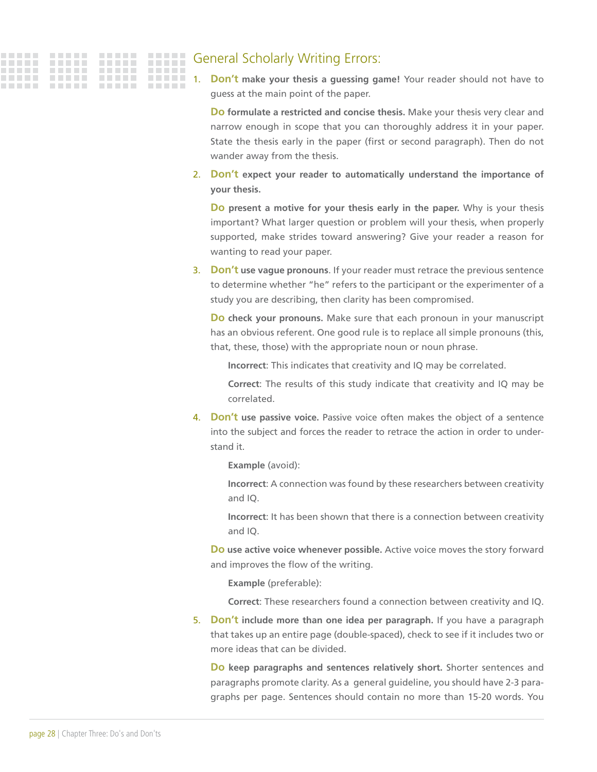## General Scholarly Writing Errors:

1. **Don't make your thesis a guessing game!** Your reader should not have to guess at the main point of the paper.

   **Do formulate a restricted and concise thesis.** Make your thesis very clear and narrow enough in scope that you can thoroughly address it in your paper. State the thesis early in the paper (first or second paragraph). Then do not wander away from the thesis.

2. **Don't expect your reader to automatically understand the importance of your thesis.**

   **Do present a motive for your thesis early in the paper.** Why is your thesis important? What larger question or problem will your thesis, when properly supported, make strides toward answering? Give your reader a reason for wanting to read your paper.

3. **Don't use vague pronouns**. If your reader must retrace the previous sentence to determine whether "he" refers to the participant or the experimenter of a study you are describing, then clarity has been compromised.

   **Do check your pronouns.** Make sure that each pronoun in your manuscript has an obvious referent. One good rule is to replace all simple pronouns (this, that, these, those) with the appropriate noun or noun phrase.

   > **Incorrect**: This indicates that creativity and IQ may be correlated.
   >
   > **Correct**: The results of this study indicate that creativity and IQ may be correlated.

4. **Don't use passive voice.** Passive voice often makes the object of a sentence into the subject and forces the reader to retrace the action in order to understand it.

   > **Example** (avoid):
   >
   > **Incorrect**: A connection was found by these researchers between creativity and IQ.
   >
   > **Incorrect**: It has been shown that there is a connection between creativity and IQ.

   **Do use active voice whenever possible.** Active voice moves the story forward and improves the flow of the writing.

   > **Example** (preferable):
   >
   > **Correct**: These researchers found a connection between creativity and IQ.

5. **Don't include more than one idea per paragraph.** If you have a paragraph that takes up an entire page (double-spaced), check to see if it includes two or more ideas that can be divided.

   **Do keep paragraphs and sentences relatively short.** Shorter sentences and paragraphs promote clarity. As a general guideline, you should have 2-3 paragraphs per page. Sentences should contain no more than 15-20 words. You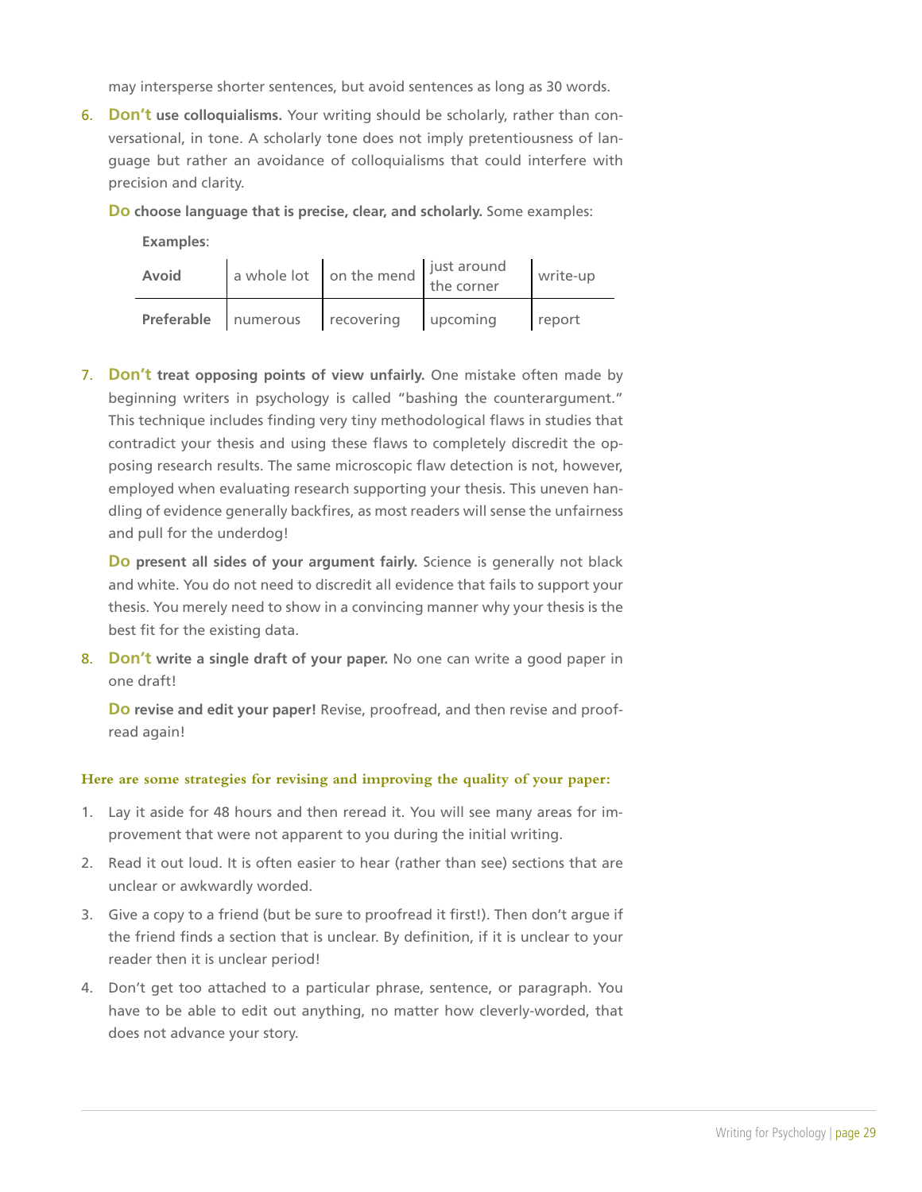may intersperse shorter sentences, but avoid sentences as long as 30 words.

6. **Don't use colloquialisms.** Your writing should be scholarly, rather than conversational, in tone. A scholarly tone does not imply pretentiousness of language but rather an avoidance of colloquialisms that could interfere with precision and clarity.

   **Do choose language that is precise, clear, and scholarly.** Some examples:

   **Examples**:

   | **Avoid** | a whole lot | on the mend | just around the corner | write-up |
   |---|---|---|---|---|
   | **Preferable** | numerous | recovering | upcoming | report |

7. **Don't treat opposing points of view unfairly.** One mistake often made by beginning writers in psychology is called "bashing the counterargument." This technique includes finding very tiny methodological flaws in studies that contradict your thesis and using these flaws to completely discredit the opposing research results. The same microscopic flaw detection is not, however, employed when evaluating research supporting your thesis. This uneven handling of evidence generally backfires, as most readers will sense the unfairness and pull for the underdog!

   **Do present all sides of your argument fairly.** Science is generally not black and white. You do not need to discredit all evidence that fails to support your thesis. You merely need to show in a convincing manner why your thesis is the best fit for the existing data.

8. **Don't write a single draft of your paper.** No one can write a good paper in one draft!

   **Do revise and edit your paper!** Revise, proofread, and then revise and proofread again!

**Here are some strategies for revising and improving the quality of your paper:**

1. Lay it aside for 48 hours and then reread it. You will see many areas for improvement that were not apparent to you during the initial writing.
2. Read it out loud. It is often easier to hear (rather than see) sections that are unclear or awkwardly worded.
3. Give a copy to a friend (but be sure to proofread it first!). Then don't argue if the friend finds a section that is unclear. By definition, if it is unclear to your reader then it is unclear period!
4. Don't get too attached to a particular phrase, sentence, or paragraph. You have to be able to edit out anything, no matter how cleverly-worded, that does not advance your story.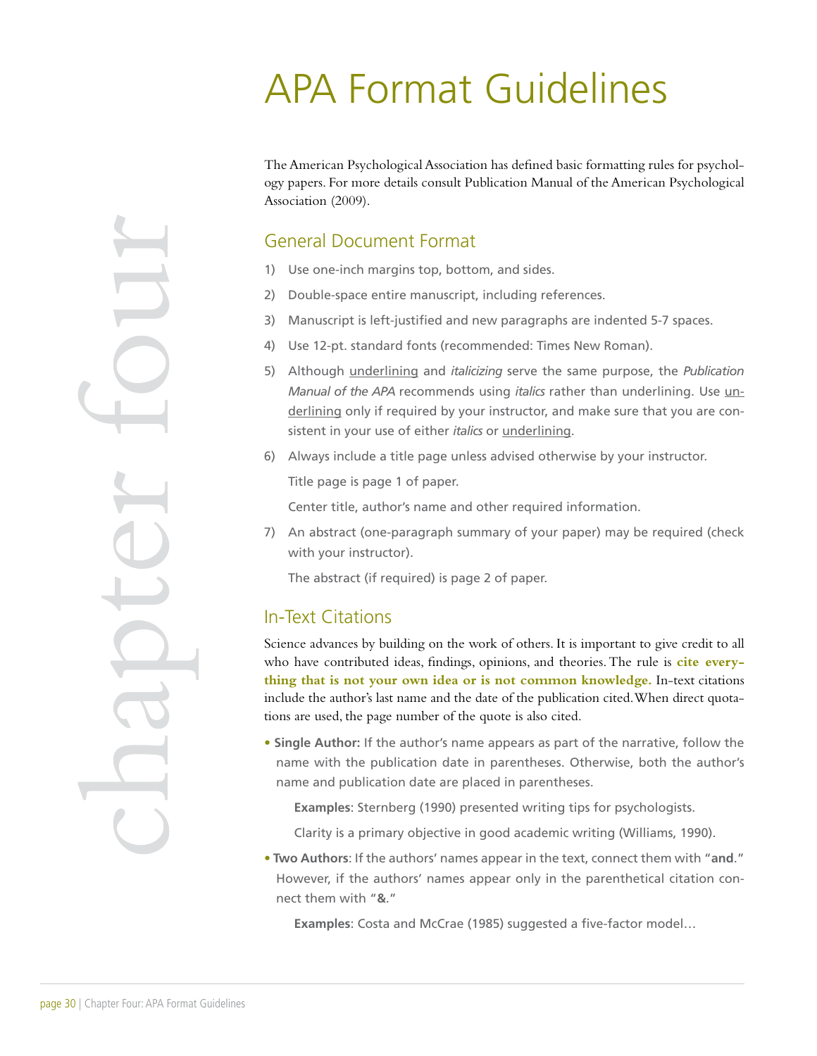# APA Format Guidelines

The American Psychological Association has defined basic formatting rules for psychology papers. For more details consult Publication Manual of the American Psychological Association (2009).

## General Document Format

1) Use one-inch margins top, bottom, and sides.
2) Double-space entire manuscript, including references.
3) Manuscript is left-justified and new paragraphs are indented 5-7 spaces.
4) Use 12-pt. standard fonts (recommended: Times New Roman).
5) Although <u>underlining</u> and *italicizing* serve the same purpose, the *Publication Manual of the APA* recommends using *italics* rather than underlining. Use <u>underlining</u> only if required by your instructor, and make sure that you are consistent in your use of either *italics* or <u>underlining</u>.
6) Always include a title page unless advised otherwise by your instructor.

   Title page is page 1 of paper.

   Center title, author's name and other required information.
7) An abstract (one-paragraph summary of your paper) may be required (check with your instructor).

   The abstract (if required) is page 2 of paper.

## In-Text Citations

Science advances by building on the work of others. It is important to give credit to all who have contributed ideas, findings, opinions, and theories. The rule is **cite everything that is not your own idea or is not common knowledge.** In-text citations include the author's last name and the date of the publication cited. When direct quotations are used, the page number of the quote is also cited.

- **Single Author:** If the author's name appears as part of the narrative, follow the name with the publication date in parentheses. Otherwise, both the author's name and publication date are placed in parentheses.

  **Examples**: Sternberg (1990) presented writing tips for psychologists.

  Clarity is a primary objective in good academic writing (Williams, 1990).

- **Two Authors**: If the authors' names appear in the text, connect them with "**and**." However, if the authors' names appear only in the parenthetical citation connect them with "**&**."

  **Examples**: Costa and McCrae (1985) suggested a five-factor model…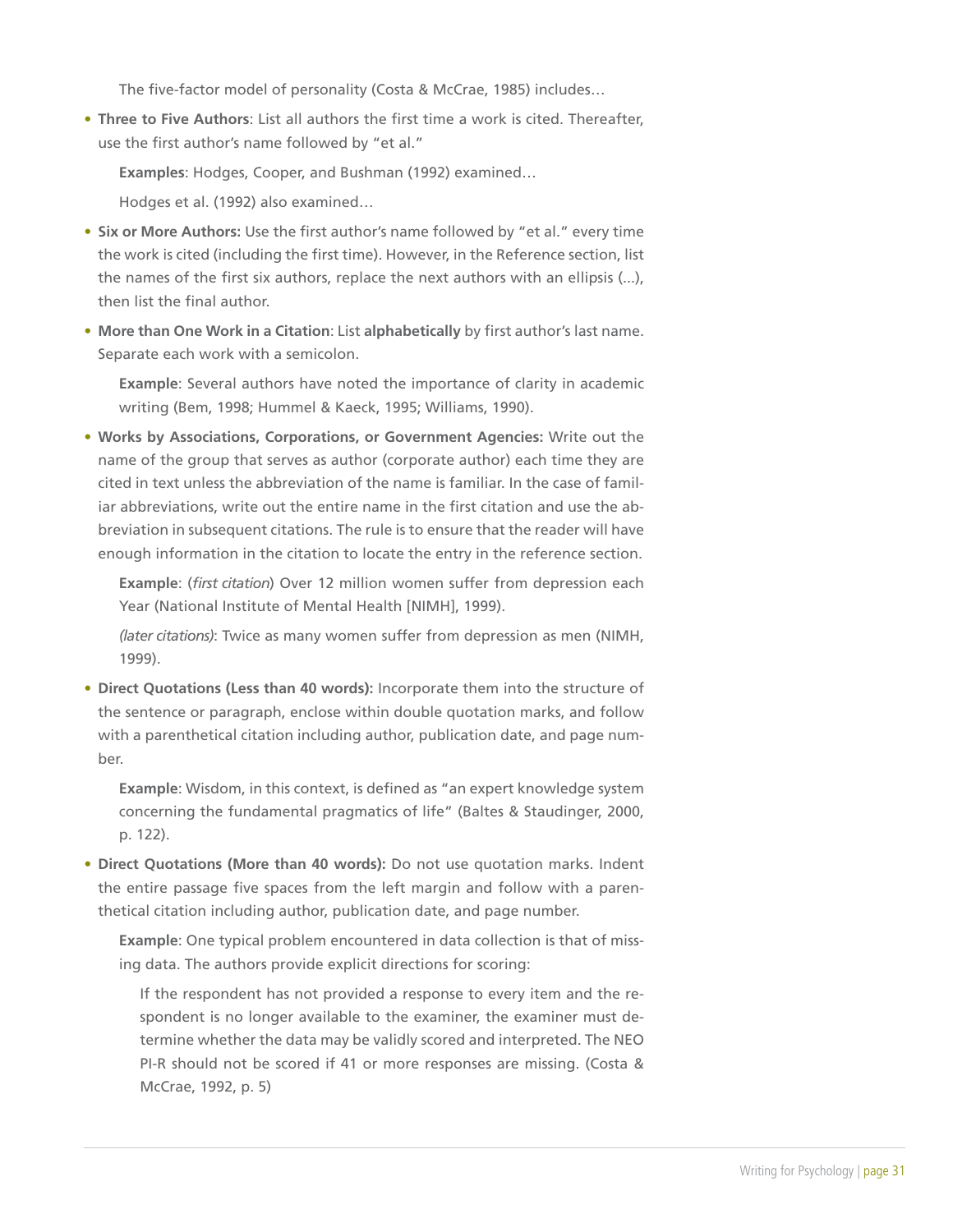The five-factor model of personality (Costa & McCrae, 1985) includes…

- **Three to Five Authors**: List all authors the first time a work is cited. Thereafter, use the first author's name followed by "et al."

  **Examples**: Hodges, Cooper, and Bushman (1992) examined…

  Hodges et al. (1992) also examined…

- **Six or More Authors:** Use the first author's name followed by "et al." every time the work is cited (including the first time). However, in the Reference section, list the names of the first six authors, replace the next authors with an ellipsis (...), then list the final author.

- **More than One Work in a Citation**: List **alphabetically** by first author's last name. Separate each work with a semicolon.

  **Example**: Several authors have noted the importance of clarity in academic writing (Bem, 1998; Hummel & Kaeck, 1995; Williams, 1990).

- **Works by Associations, Corporations, or Government Agencies:** Write out the name of the group that serves as author (corporate author) each time they are cited in text unless the abbreviation of the name is familiar. In the case of familiar abbreviations, write out the entire name in the first citation and use the abbreviation in subsequent citations. The rule is to ensure that the reader will have enough information in the citation to locate the entry in the reference section.

  **Example**: (*first citation*) Over 12 million women suffer from depression each Year (National Institute of Mental Health [NIMH], 1999).

  *(later citations)*: Twice as many women suffer from depression as men (NIMH, 1999).

- **Direct Quotations (Less than 40 words):** Incorporate them into the structure of the sentence or paragraph, enclose within double quotation marks, and follow with a parenthetical citation including author, publication date, and page number.

  **Example**: Wisdom, in this context, is defined as "an expert knowledge system concerning the fundamental pragmatics of life" (Baltes & Staudinger, 2000, p. 122).

- **Direct Quotations (More than 40 words):** Do not use quotation marks. Indent the entire passage five spaces from the left margin and follow with a parenthetical citation including author, publication date, and page number.

  **Example**: One typical problem encountered in data collection is that of missing data. The authors provide explicit directions for scoring:

  > If the respondent has not provided a response to every item and the respondent is no longer available to the examiner, the examiner must determine whether the data may be validly scored and interpreted. The NEO PI-R should not be scored if 41 or more responses are missing. (Costa & McCrae, 1992, p. 5)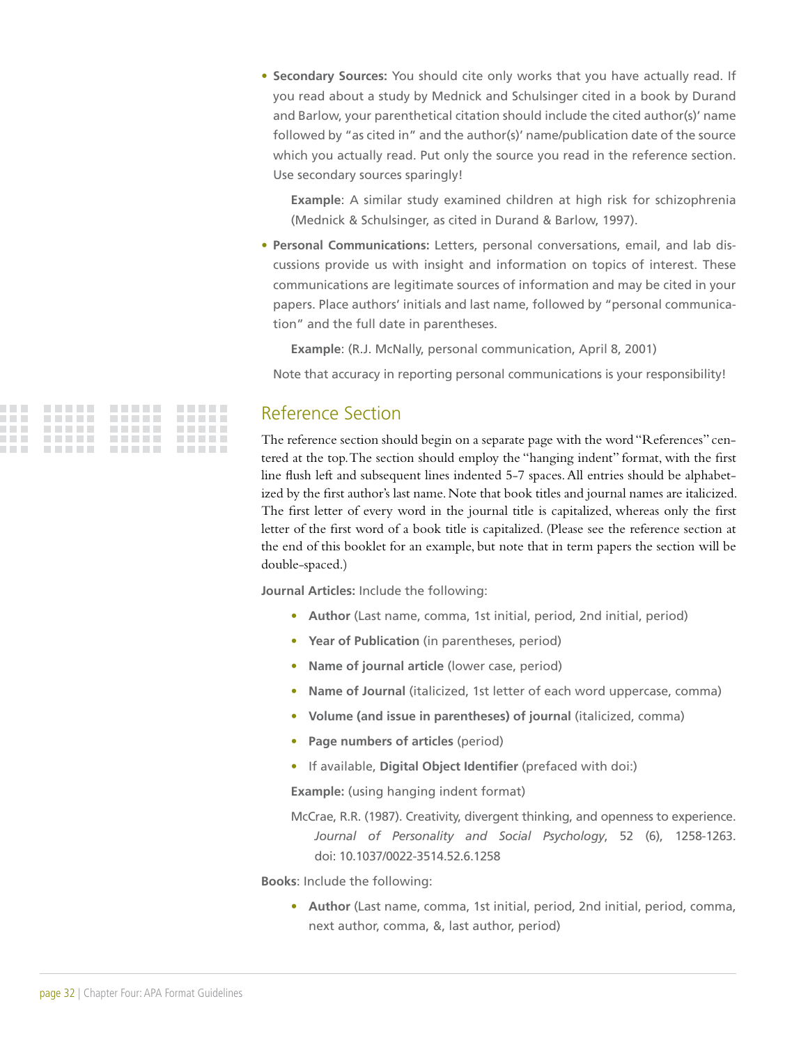- **Secondary Sources:** You should cite only works that you have actually read. If you read about a study by Mednick and Schulsinger cited in a book by Durand and Barlow, your parenthetical citation should include the cited author(s)' name followed by "as cited in" and the author(s)' name/publication date of the source which you actually read. Put only the source you read in the reference section. Use secondary sources sparingly!

  **Example**: A similar study examined children at high risk for schizophrenia (Mednick & Schulsinger, as cited in Durand & Barlow, 1997).

- **Personal Communications:** Letters, personal conversations, email, and lab discussions provide us with insight and information on topics of interest. These communications are legitimate sources of information and may be cited in your papers. Place authors' initials and last name, followed by "personal communication" and the full date in parentheses.

  **Example**: (R.J. McNally, personal communication, April 8, 2001)

  Note that accuracy in reporting personal communications is your responsibility!

## Reference Section

The reference section should begin on a separate page with the word "References" centered at the top. The section should employ the "hanging indent" format, with the first line flush left and subsequent lines indented 5-7 spaces. All entries should be alphabetized by the first author's last name. Note that book titles and journal names are italicized. The first letter of every word in the journal title is capitalized, whereas only the first letter of the first word of a book title is capitalized. (Please see the reference section at the end of this booklet for an example, but note that in term papers the section will be double-spaced.)

**Journal Articles:** Include the following:

- **Author** (Last name, comma, 1st initial, period, 2nd initial, period)
- **Year of Publication** (in parentheses, period)
- **Name of journal article** (lower case, period)
- **Name of Journal** (italicized, 1st letter of each word uppercase, comma)
- **Volume (and issue in parentheses) of journal** (italicized, comma)
- **Page numbers of articles** (period)
- If available, **Digital Object Identifier** (prefaced with doi:)

**Example:** (using hanging indent format)

McCrae, R.R. (1987). Creativity, divergent thinking, and openness to experience. *Journal of Personality and Social Psychology*, 52 (6), 1258-1263. doi: 10.1037/0022-3514.52.6.1258

**Books**: Include the following:

- **Author** (Last name, comma, 1st initial, period, 2nd initial, period, comma, next author, comma, &, last author, period)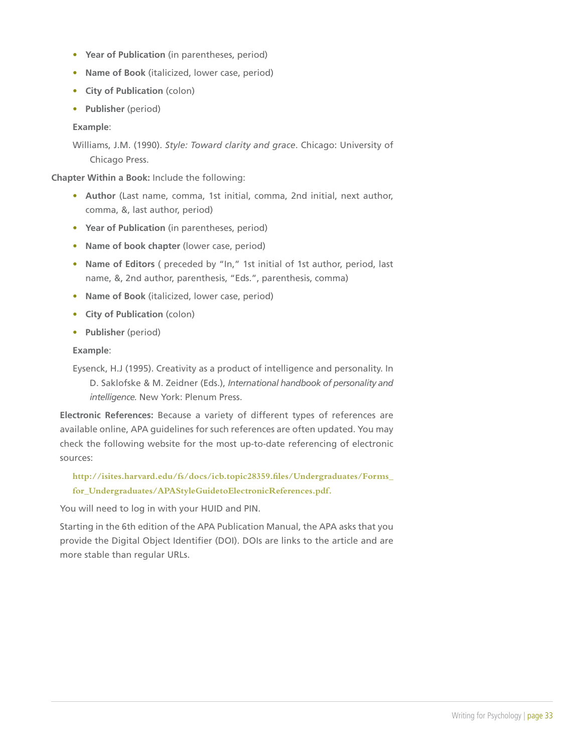- **Year of Publication** (in parentheses, period)
- **Name of Book** (italicized, lower case, period)
- **City of Publication** (colon)
- **Publisher** (period)

**Example**:

Williams, J.M. (1990). *Style: Toward clarity and grace*. Chicago: University of Chicago Press.

**Chapter Within a Book:** Include the following:

- **Author** (Last name, comma, 1st initial, comma, 2nd initial, next author, comma, &, last author, period)
- **Year of Publication** (in parentheses, period)
- **Name of book chapter** (lower case, period)
- **Name of Editors** ( preceded by "In," 1st initial of 1st author, period, last name, &, 2nd author, parenthesis, "Eds.", parenthesis, comma)
- **Name of Book** (italicized, lower case, period)
- **City of Publication** (colon)
- **Publisher** (period)

**Example**:

Eysenck, H.J (1995). Creativity as a product of intelligence and personality. In D. Saklofske & M. Zeidner (Eds.), *International handbook of personality and intelligence*. New York: Plenum Press.

**Electronic References:** Because a variety of different types of references are available online, APA guidelines for such references are often updated. You may check the following website for the most up-to-date referencing of electronic sources:

**http://isites.harvard.edu/fs/docs/icb.topic28359.files/Undergraduates/Forms_for_Undergraduates/APAStyleGuidetoElectronicReferences.pdf.**

You will need to log in with your HUID and PIN.

Starting in the 6th edition of the APA Publication Manual, the APA asks that you provide the Digital Object Identifier (DOI). DOIs are links to the article and are more stable than regular URLs.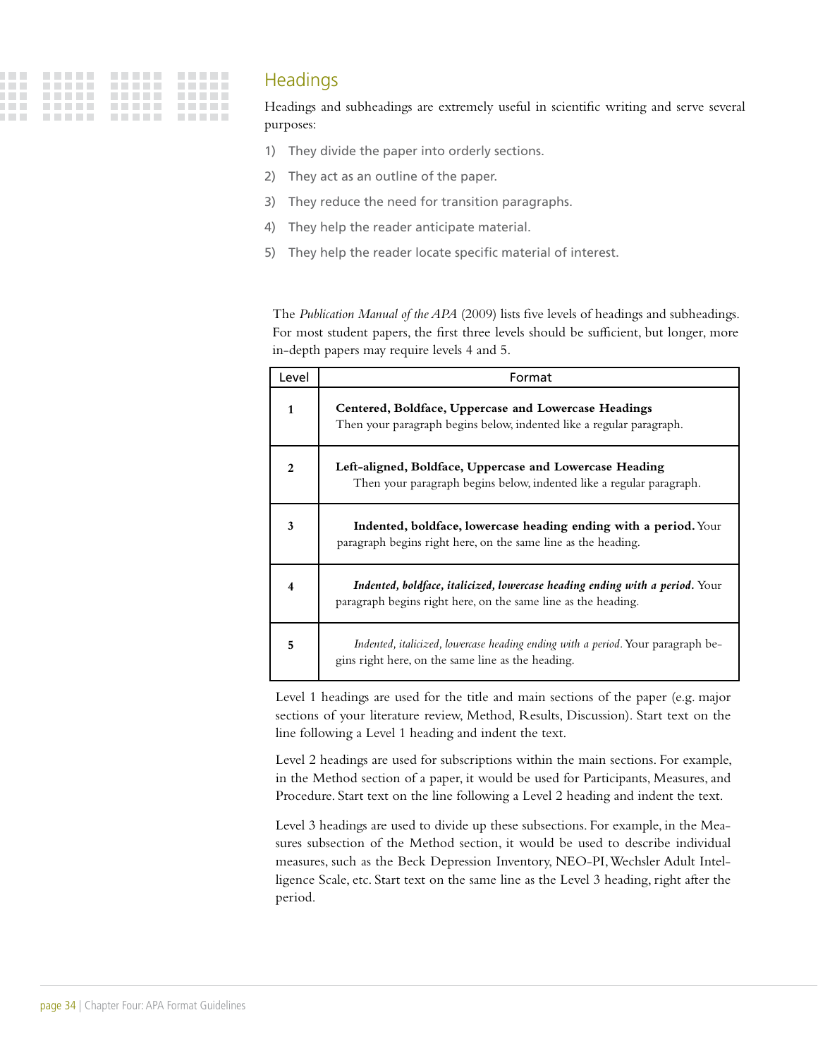## Headings

Headings and subheadings are extremely useful in scientific writing and serve several purposes:

1) They divide the paper into orderly sections.
2) They act as an outline of the paper.
3) They reduce the need for transition paragraphs.
4) They help the reader anticipate material.
5) They help the reader locate specific material of interest.

The *Publication Manual of the APA* (2009) lists five levels of headings and subheadings. For most student papers, the first three levels should be sufficient, but longer, more in-depth papers may require levels 4 and 5.

| Level | Format |
|---|---|
| **1** | **Centered, Boldface, Uppercase and Lowercase Headings** Then your paragraph begins below, indented like a regular paragraph. |
| **2** | **Left-aligned, Boldface, Uppercase and Lowercase Heading** Then your paragraph begins below, indented like a regular paragraph. |
| **3** | **Indented, boldface, lowercase heading ending with a period.** Your paragraph begins right here, on the same line as the heading. |
| **4** | ***Indented, boldface, italicized, lowercase heading ending with a period.*** Your paragraph begins right here, on the same line as the heading. |
| **5** | *Indented, italicized, lowercase heading ending with a period.* Your paragraph begins right here, on the same line as the heading. |

Level 1 headings are used for the title and main sections of the paper (e.g. major sections of your literature review, Method, Results, Discussion). Start text on the line following a Level 1 heading and indent the text.

Level 2 headings are used for subscriptions within the main sections. For example, in the Method section of a paper, it would be used for Participants, Measures, and Procedure. Start text on the line following a Level 2 heading and indent the text.

Level 3 headings are used to divide up these subsections. For example, in the Measures subsection of the Method section, it would be used to describe individual measures, such as the Beck Depression Inventory, NEO-PI, Wechsler Adult Intelligence Scale, etc. Start text on the same line as the Level 3 heading, right after the period.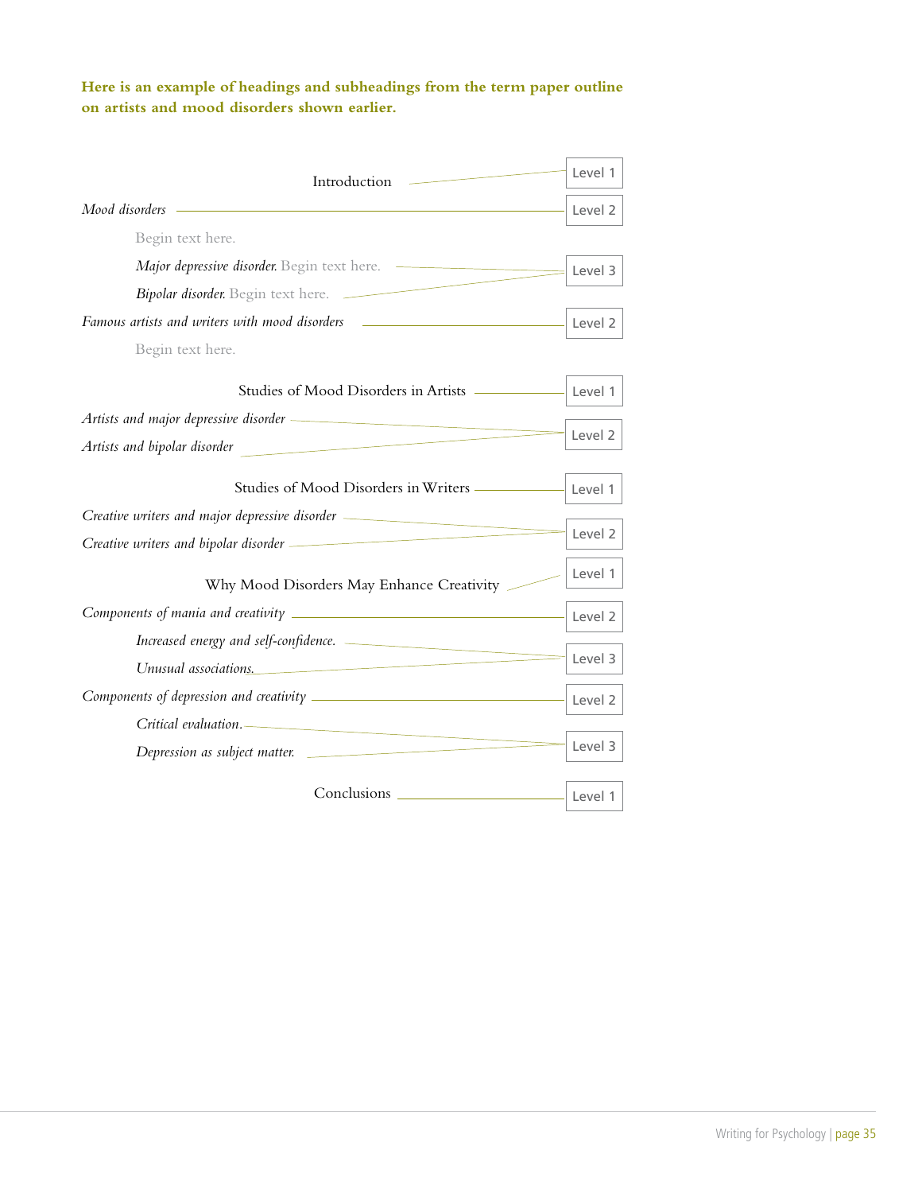**Here is an example of headings and subheadings from the term paper outline on artists and mood disorders shown earlier.**

Introduction — Level 1

*Mood disorders* — Level 2

Begin text here.

***Major depressive disorder.*** Begin text here. — Level 3

***Bipolar disorder.*** Begin text here. — Level 3

*Famous artists and writers with mood disorders* — Level 2

Begin text here.

Studies of Mood Disorders in Artists — Level 1

*Artists and major depressive disorder* — Level 2

*Artists and bipolar disorder* — Level 2

Studies of Mood Disorders in Writers — Level 1

*Creative writers and major depressive disorder* — Level 2

*Creative writers and bipolar disorder* — Level 2

Why Mood Disorders May Enhance Creativity — Level 1

*Components of mania and creativity* — Level 2

*Increased energy and self-confidence.* — Level 3

*Unusual associations.* — Level 3

*Components of depression and creativity* — Level 2

*Critical evaluation.* — Level 3

*Depression as subject matter.* — Level 3

Conclusions — Level 1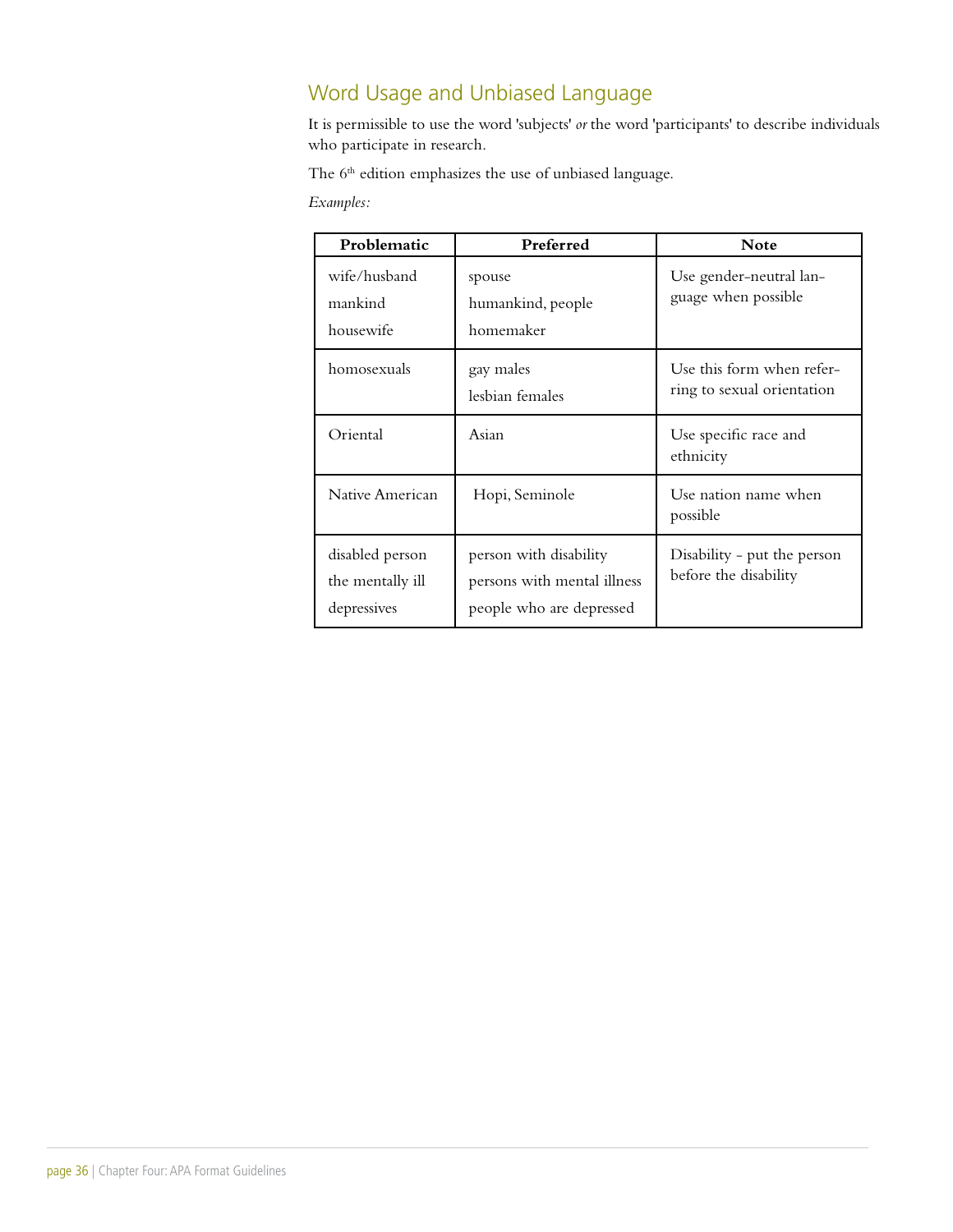## Word Usage and Unbiased Language

It is permissible to use the word 'subjects' *or* the word 'participants' to describe individuals who participate in research.

The 6th edition emphasizes the use of unbiased language.

*Examples:*

| Problematic | Preferred | Note |
|---|---|---|
| wife/husband<br>mankind<br>housewife | spouse<br>humankind, people<br>homemaker | Use gender-neutral language when possible |
| homosexuals | gay males<br>lesbian females | Use this form when referring to sexual orientation |
| Oriental | Asian | Use specific race and ethnicity |
| Native American | Hopi, Seminole | Use nation name when possible |
| disabled person<br>the mentally ill<br>depressives | person with disability<br>persons with mental illness<br>people who are depressed | Disability - put the person before the disability |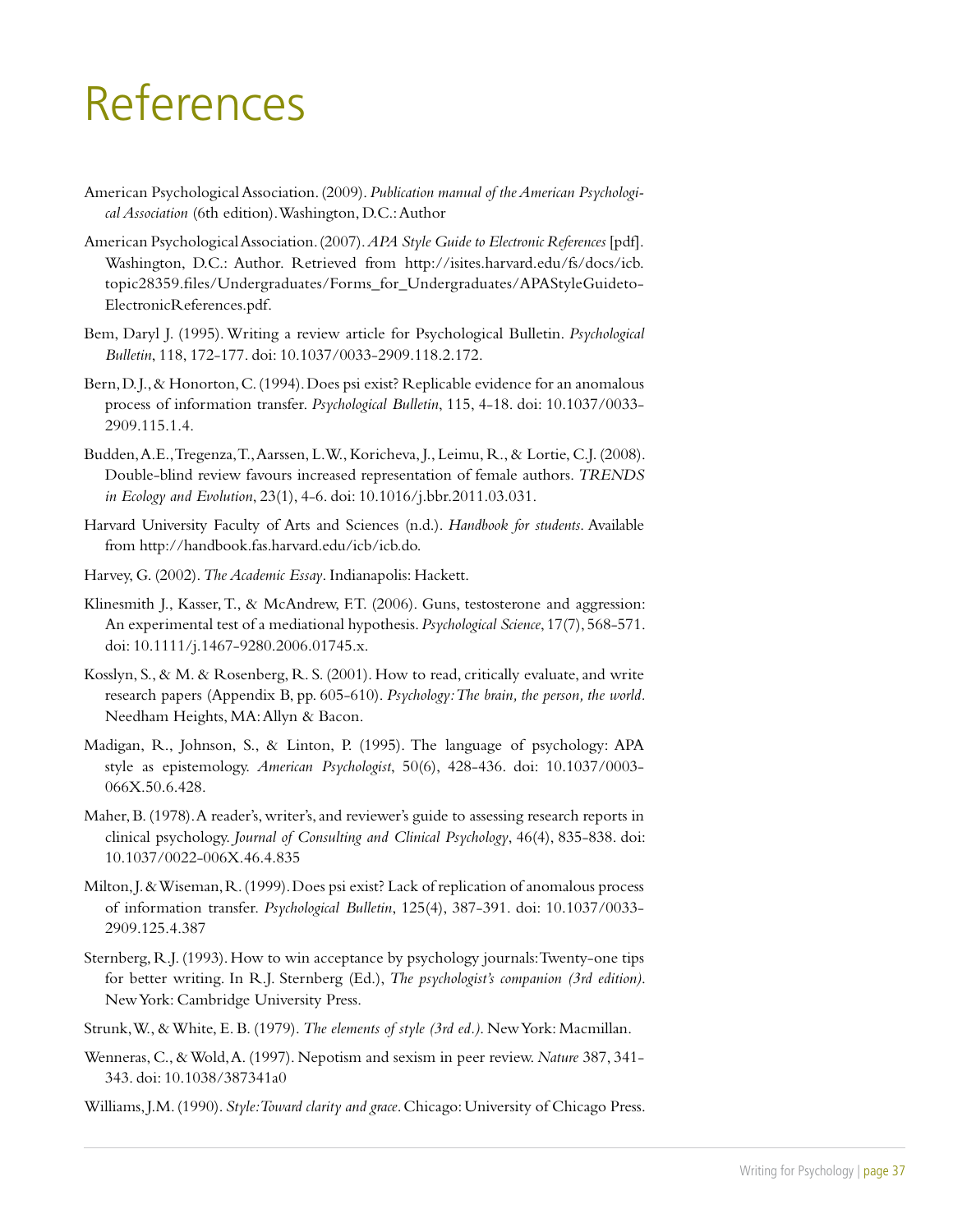# References

American Psychological Association. (2009). *Publication manual of the American Psychological Association* (6th edition). Washington, D.C.: Author

American Psychological Association. (2007). *APA Style Guide to Electronic References* [pdf]. Washington, D.C.: Author. Retrieved from http://isites.harvard.edu/fs/docs/icb.topic28359.files/Undergraduates/Forms_for_Undergraduates/APAStyleGuideto-ElectronicReferences.pdf.

Bem, Daryl J. (1995). Writing a review article for Psychological Bulletin. *Psychological Bulletin*, 118, 172-177. doi: 10.1037/0033-2909.118.2.172.

Bern, D. J., & Honorton, C. (1994). Does psi exist? Replicable evidence for an anomalous process of information transfer. *Psychological Bulletin*, 115, 4-18. doi: 10.1037/0033-2909.115.1.4.

Budden, A.E., Tregenza, T., Aarssen, L.W., Koricheva, J., Leimu, R., & Lortie, C.J. (2008). Double-blind review favours increased representation of female authors. *TRENDS in Ecology and Evolution*, 23(1), 4-6. doi: 10.1016/j.bbr.2011.03.031.

Harvard University Faculty of Arts and Sciences (n.d.). *Handbook for students*. Available from http://handbook.fas.harvard.edu/icb/icb.do.

Harvey, G. (2002). *The Academic Essay*. Indianapolis: Hackett.

Klinesmith J., Kasser, T., & McAndrew, F.T. (2006). Guns, testosterone and aggression: An experimental test of a mediational hypothesis. *Psychological Science*, 17(7), 568-571. doi: 10.1111/j.1467-9280.2006.01745.x.

Kosslyn, S., & M. & Rosenberg, R. S. (2001). How to read, critically evaluate, and write research papers (Appendix B, pp. 605-610). *Psychology: The brain, the person, the world*. Needham Heights, MA: Allyn & Bacon.

Madigan, R., Johnson, S., & Linton, P. (1995). The language of psychology: APA style as epistemology. *American Psychologist*, 50(6), 428-436. doi: 10.1037/0003-066X.50.6.428.

Maher, B. (1978). A reader's, writer's, and reviewer's guide to assessing research reports in clinical psychology. *Journal of Consulting and Clinical Psychology*, 46(4), 835-838. doi: 10.1037/0022-006X.46.4.835

Milton, J. & Wiseman, R. (1999). Does psi exist? Lack of replication of anomalous process of information transfer. *Psychological Bulletin*, 125(4), 387-391. doi: 10.1037/0033-2909.125.4.387

Sternberg, R.J. (1993). How to win acceptance by psychology journals: Twenty-one tips for better writing. In R.J. Sternberg (Ed.), *The psychologist's companion (3rd edition)*. New York: Cambridge University Press.

Strunk, W., & White, E. B. (1979). *The elements of style (3rd ed.)*. New York: Macmillan.

Wenneras, C., & Wold, A. (1997). Nepotism and sexism in peer review. *Nature* 387, 341-343. doi: 10.1038/387341a0

Williams, J.M. (1990). *Style: Toward clarity and grace*. Chicago: University of Chicago Press.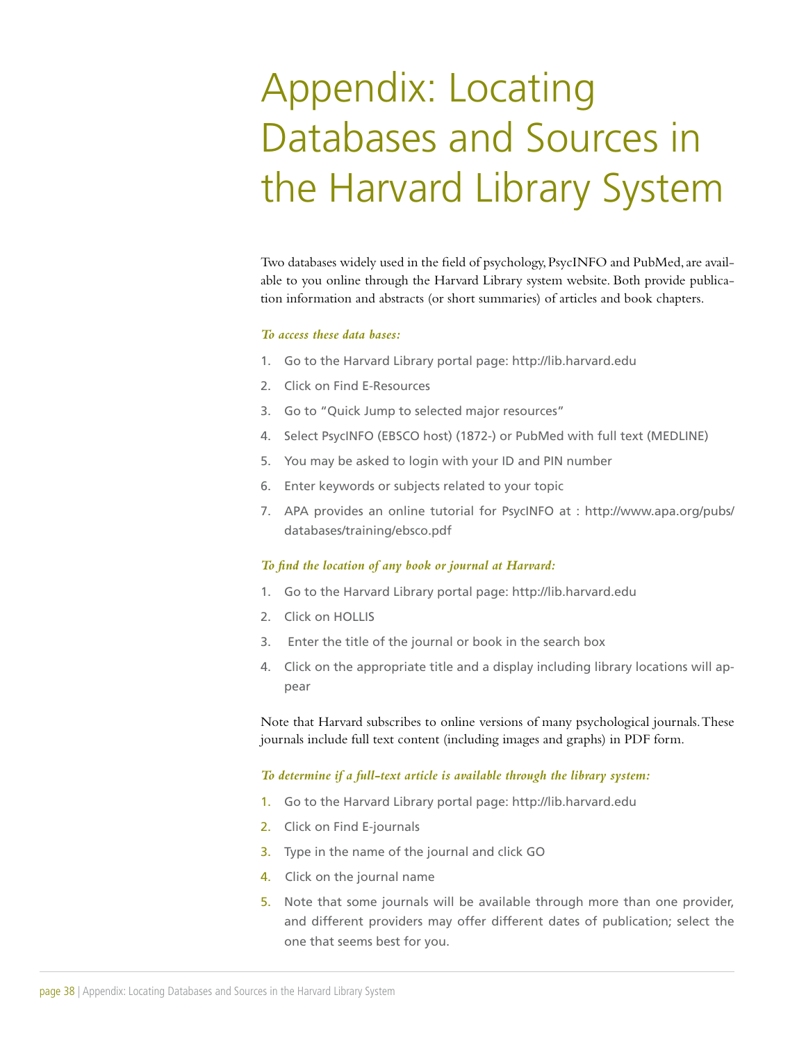# Appendix: Locating Databases and Sources in the Harvard Library System

Two databases widely used in the field of psychology, PsycINFO and PubMed, are available to you online through the Harvard Library system website. Both provide publication information and abstracts (or short summaries) of articles and book chapters.

***To access these data bases:***

1. Go to the Harvard Library portal page: http://lib.harvard.edu
2. Click on Find E-Resources
3. Go to "Quick Jump to selected major resources"
4. Select PsycINFO (EBSCO host) (1872-) or PubMed with full text (MEDLINE)
5. You may be asked to login with your ID and PIN number
6. Enter keywords or subjects related to your topic
7. APA provides an online tutorial for PsycINFO at : http://www.apa.org/pubs/databases/training/ebsco.pdf

***To find the location of any book or journal at Harvard:***

1. Go to the Harvard Library portal page: http://lib.harvard.edu
2. Click on HOLLIS
3. Enter the title of the journal or book in the search box
4. Click on the appropriate title and a display including library locations will appear

Note that Harvard subscribes to online versions of many psychological journals. These journals include full text content (including images and graphs) in PDF form.

***To determine if a full-text article is available through the library system:***

1. Go to the Harvard Library portal page: http://lib.harvard.edu
2. Click on Find E-journals
3. Type in the name of the journal and click GO
4. Click on the journal name
5. Note that some journals will be available through more than one provider, and different providers may offer different dates of publication; select the one that seems best for you.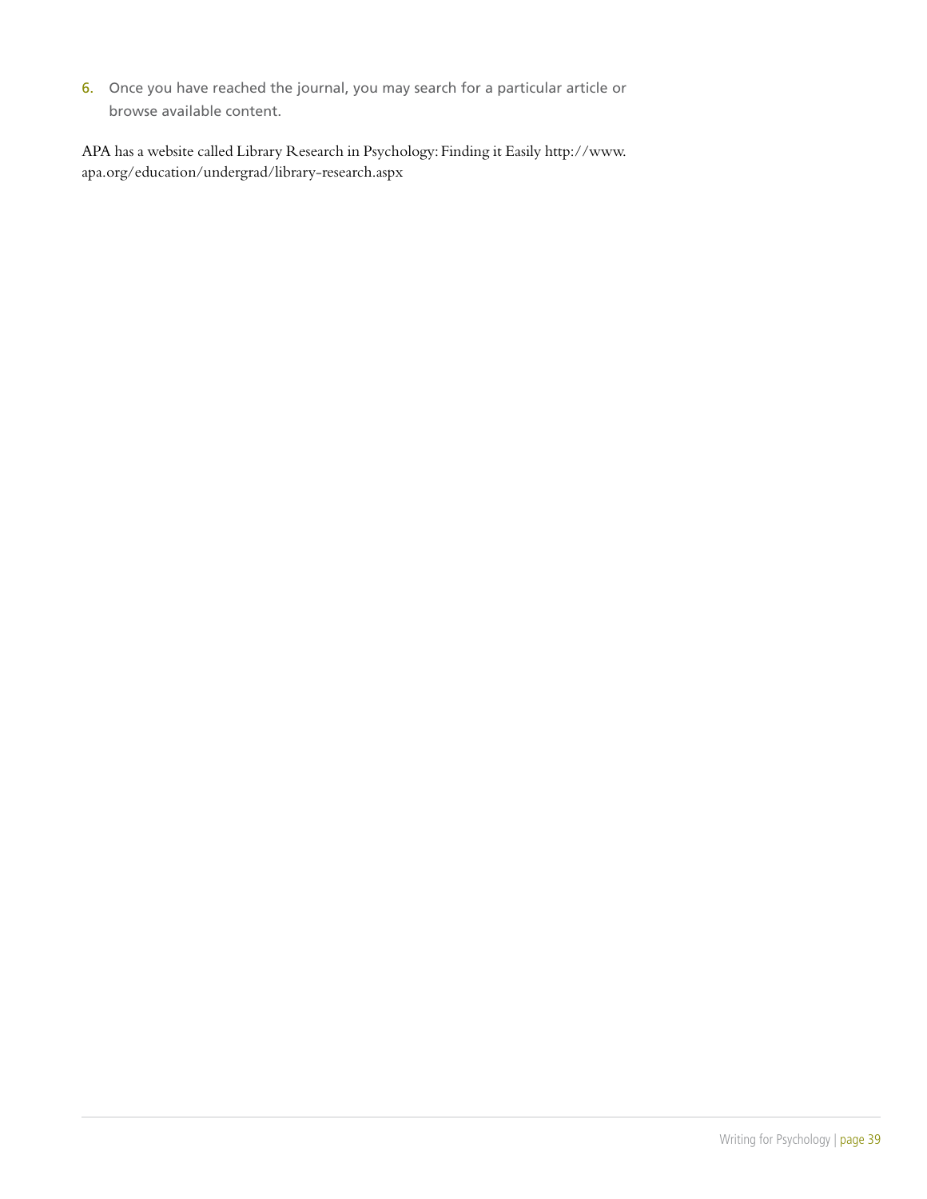6. Once you have reached the journal, you may search for a particular article or browse available content.

APA has a website called Library Research in Psychology: Finding it Easily http://www.apa.org/education/undergrad/library-research.aspx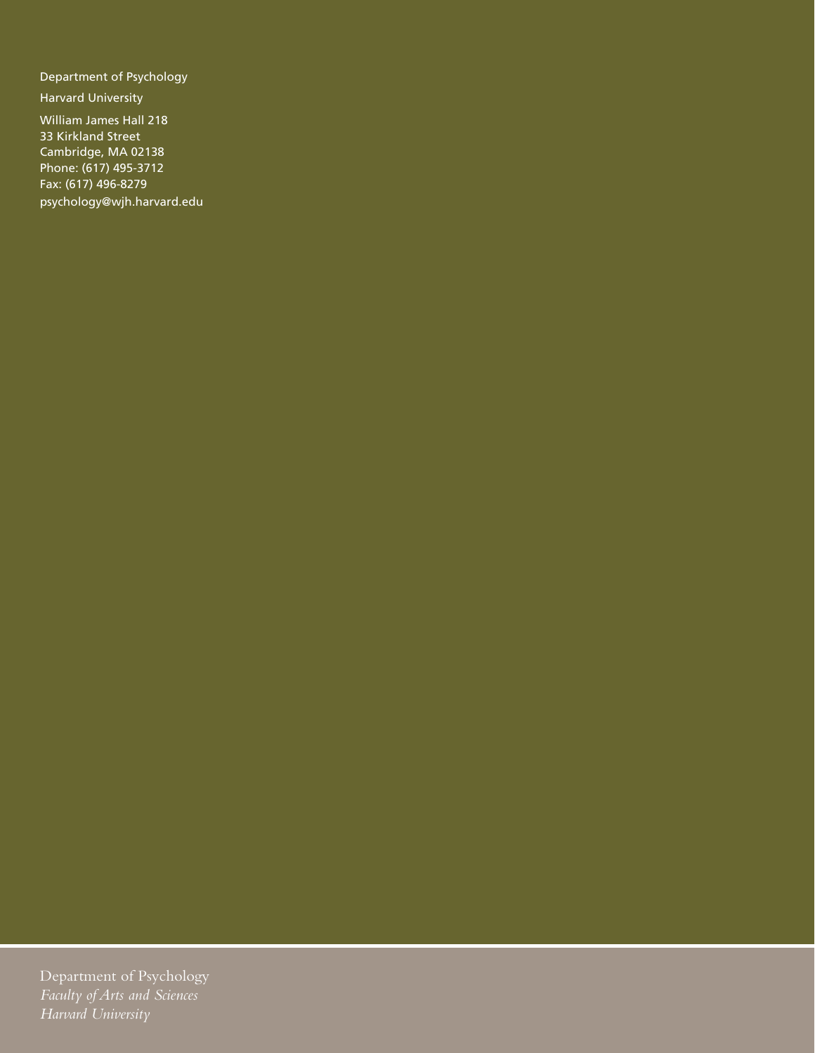Department of Psychology

Harvard University

William James Hall 218
33 Kirkland Street
Cambridge, MA 02138
Phone: (617) 495-3712
Fax: (617) 496-8279
psychology@wjh.harvard.edu

Department of Psychology
*Faculty of Arts and Sciences*
*Harvard University*